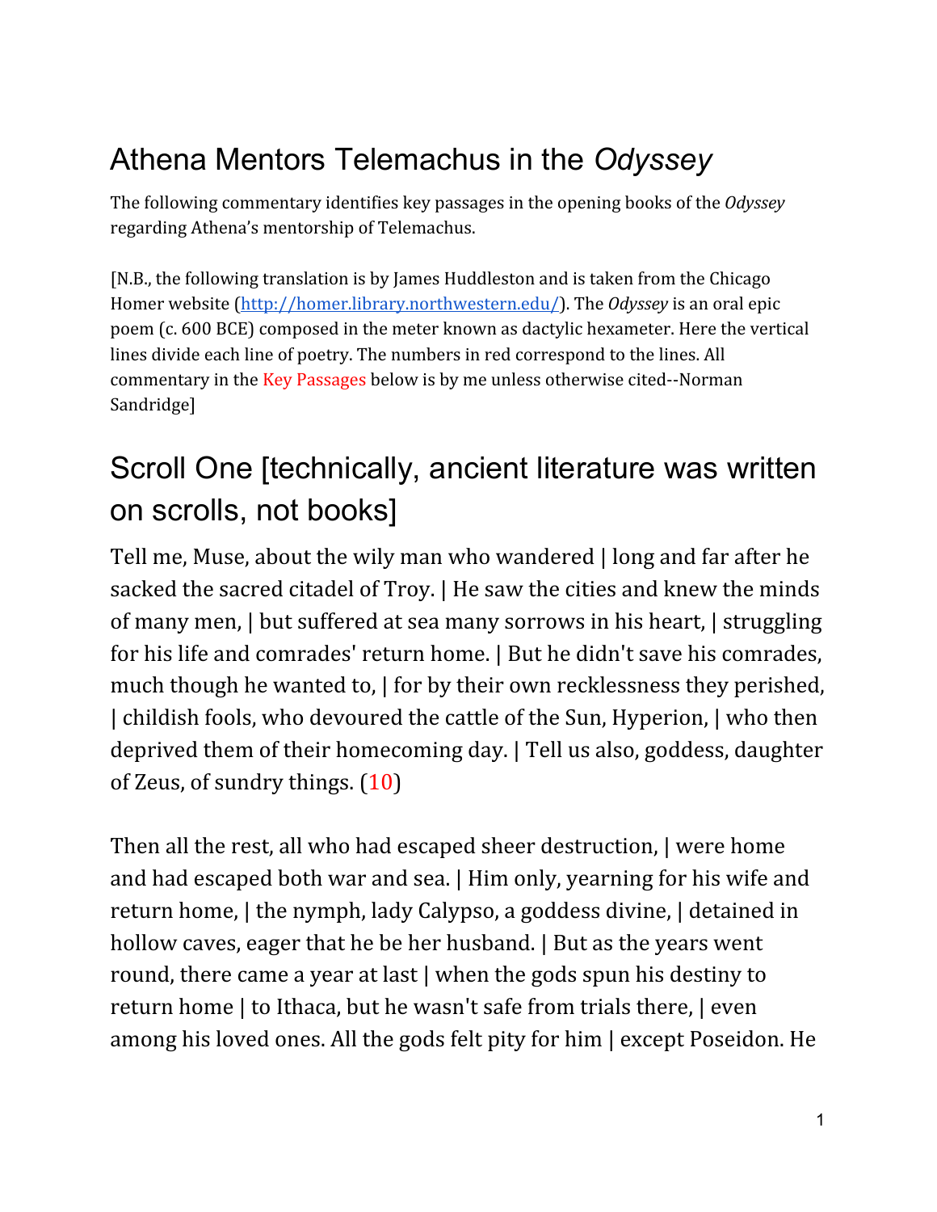# Athena Mentors Telemachus in the *Odyssey*

The following commentary identifies key passages in the opening books of the *Odyssey* regarding Athena's mentorship of Telemachus.

[N.B., the following translation is by James Huddleston and is taken from the Chicago Homer website (http://homer.library.northwestern.edu/). The *Odyssey* is an oral epic poem (c. 600 BCE) composed in the meter known as dactylic hexameter. Here the vertical lines divide each line of poetry. The numbers in red correspond to the lines. All commentary in the Key Passages below is by me unless otherwise cited--Norman Sandridge]

## Scroll One [technically, ancient literature was written on scrolls, not books]

Tell me, Muse, about the wily man who wandered | long and far after he sacked the sacred citadel of Troy. | He saw the cities and knew the minds of many men, | but suffered at sea many sorrows in his heart, | struggling for his life and comrades' return home. | But he didn't save his comrades, much though he wanted to, | for by their own recklessness they perished, | childish fools, who devoured the cattle of the Sun, Hyperion, | who then deprived them of their homecoming day. | Tell us also, goddess, daughter of Zeus, of sundry things. (10)

Then all the rest, all who had escaped sheer destruction, | were home and had escaped both war and sea. | Him only, yearning for his wife and return home, | the nymph, lady Calypso, a goddess divine, | detained in hollow caves, eager that he be her husband. | But as the years went round, there came a year at last | when the gods spun his destiny to return home | to Ithaca, but he wasn't safe from trials there, | even among his loved ones. All the gods felt pity for him | except Poseidon. He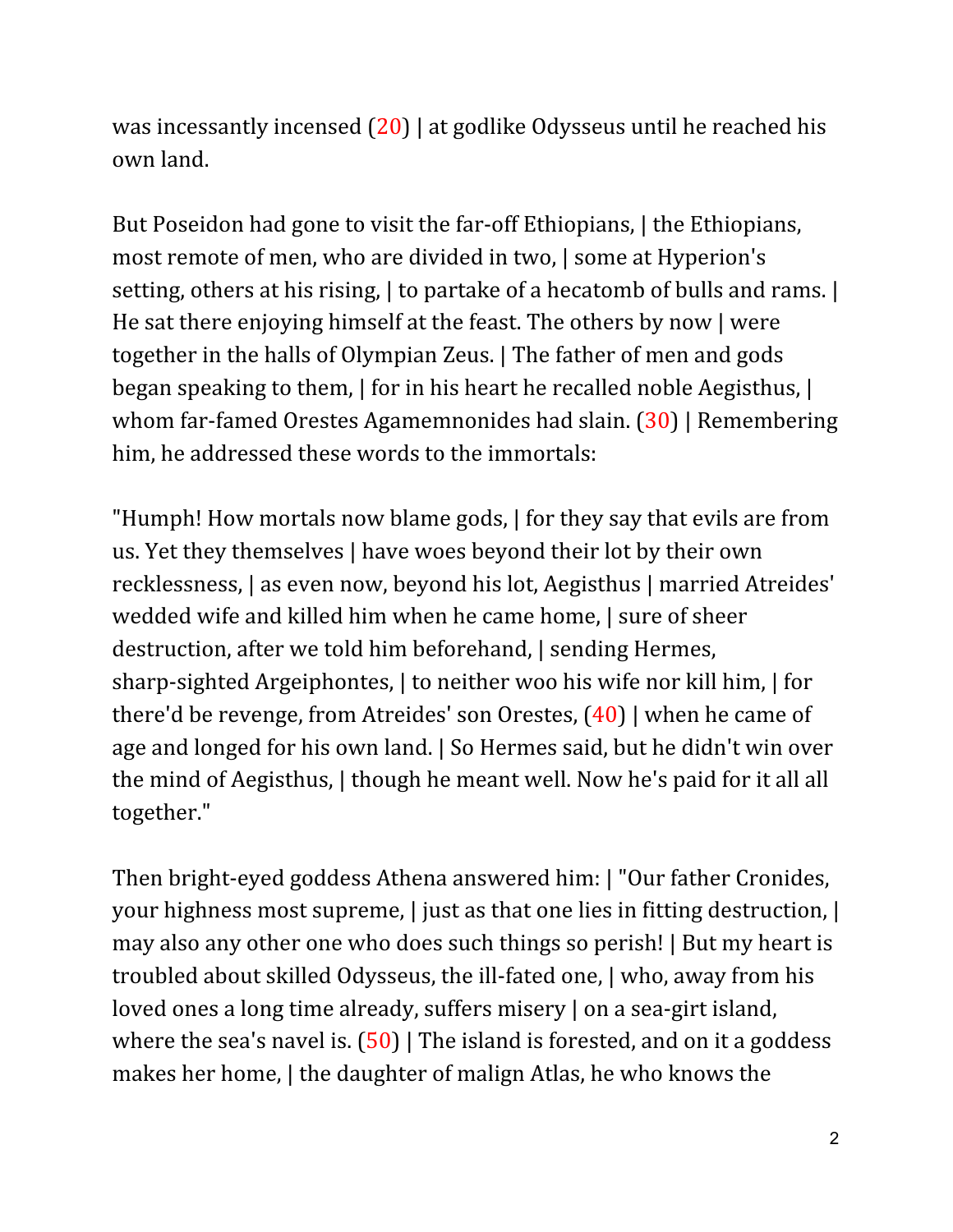was incessantly incensed (20) | at godlike Odysseus until he reached his own land.

But Poseidon had gone to visit the far-off Ethiopians, | the Ethiopians, most remote of men, who are divided in two, | some at Hyperion's setting, others at his rising, | to partake of a hecatomb of bulls and rams. | He sat there enjoying himself at the feast. The others by now | were together in the halls of Olympian Zeus. | The father of men and gods began speaking to them, | for in his heart he recalled noble Aegisthus, | whom far-famed Orestes Agamemnonides had slain. (30) | Remembering him, he addressed these words to the immortals:

"Humph! How mortals now blame gods, | for they say that evils are from us. Yet they themselves | have woes beyond their lot by their own recklessness, | as even now, beyond his lot, Aegisthus | married Atreides' wedded wife and killed him when he came home, | sure of sheer destruction, after we told him beforehand, | sending Hermes, sharp-sighted Argeiphontes, | to neither woo his wife nor kill him, | for there'd be revenge, from Atreides' son Orestes, (40) | when he came of age and longed for his own land. | So Hermes said, but he didn't win over the mind of Aegisthus, | though he meant well. Now he's paid for it all all together."

Then bright-eyed goddess Athena answered him: | "Our father Cronides, your highness most supreme, | just as that one lies in fitting destruction, | may also any other one who does such things so perish! | But my heart is troubled about skilled Odysseus, the ill-fated one, | who, away from his loved ones a long time already, suffers misery | on a sea-girt island, where the sea's navel is. (50) | The island is forested, and on it a goddess makes her home, | the daughter of malign Atlas, he who knows the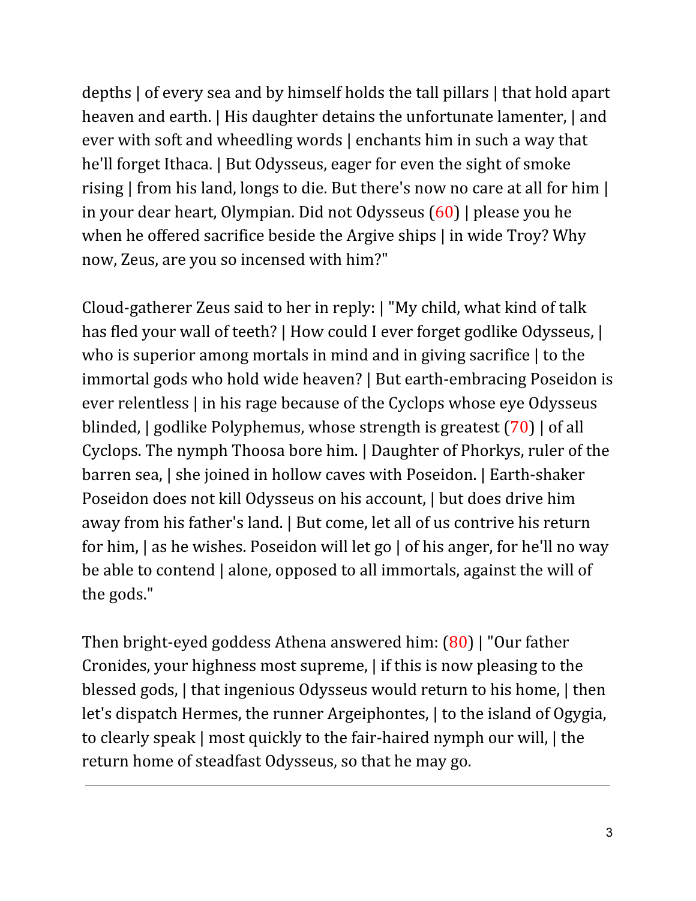depths | of every sea and by himself holds the tall pillars | that hold apart heaven and earth. | His daughter detains the unfortunate lamenter, | and ever with soft and wheedling words | enchants him in such a way that he'll forget Ithaca. | But Odysseus, eager for even the sight of smoke rising | from his land, longs to die. But there's now no care at all for him | in your dear heart, Olympian. Did not Odysseus (60) | please you he when he offered sacrifice beside the Argive ships | in wide Troy? Why now, Zeus, are you so incensed with him?"

Cloud-gatherer Zeus said to her in reply: | "My child, what kind of talk has fled your wall of teeth? | How could I ever forget godlike Odysseus, | who is superior among mortals in mind and in giving sacrifice | to the immortal gods who hold wide heaven? | But earth-embracing Poseidon is ever relentless | in his rage because of the Cyclops whose eye Odysseus blinded, | godlike Polyphemus, whose strength is greatest (70) | of all Cyclops. The nymph Thoosa bore him. | Daughter of Phorkys, ruler of the barren sea, | she joined in hollow caves with Poseidon. | Earth-shaker Poseidon does not kill Odysseus on his account, | but does drive him away from his father's land. | But come, let all of us contrive his return for him, | as he wishes. Poseidon will let go | of his anger, for he'll no way be able to contend | alone, opposed to all immortals, against the will of the gods."

Then bright-eyed goddess Athena answered him: (80) | "Our father Cronides, your highness most supreme, | if this is now pleasing to the blessed gods, | that ingenious Odysseus would return to his home, | then let's dispatch Hermes, the runner Argeiphontes, | to the island of Ogygia, to clearly speak | most quickly to the fair-haired nymph our will, | the return home of steadfast Odysseus, so that he may go.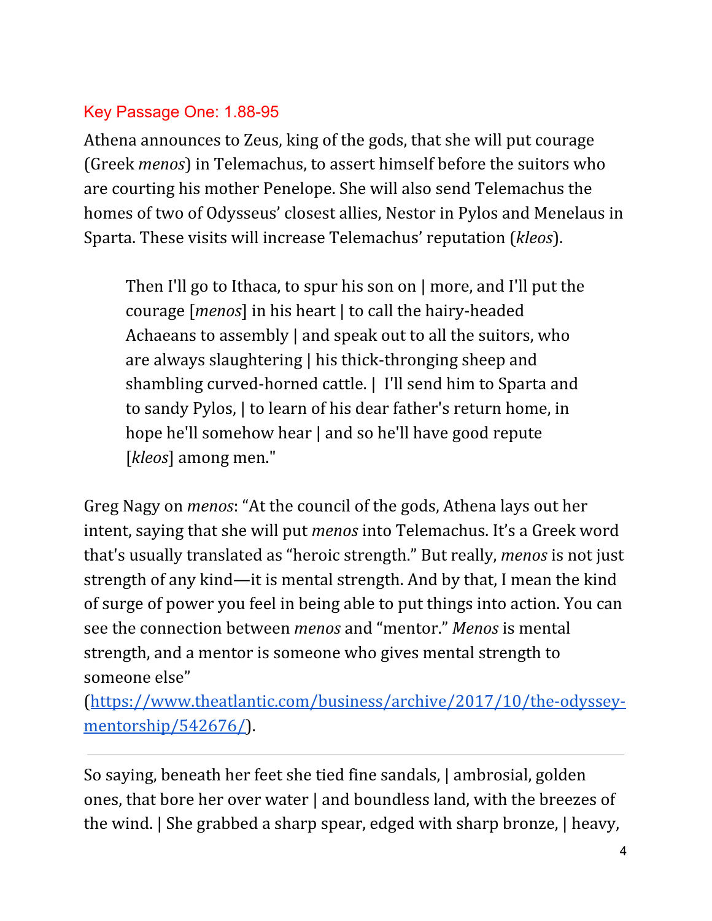## Key Passage One: 1.88-95

Athena announces to Zeus, king of the gods, that she will put courage (Greek *menos*) in Telemachus, to assert himself before the suitors who are courting his mother Penelope. She will also send Telemachus the homes of two of Odysseus' closest allies, Nestor in Pylos and Menelaus in Sparta. These visits will increase Telemachus' reputation (*kleos*).

> Then I'll go to Ithaca, to spur his son on | more, and I'll put the courage [*menos*] in his heart | to call the hairy-headed Achaeans to assembly | and speak out to all the suitors, who are always slaughtering | his thick-thronging sheep and shambling curved-horned cattle. | I'll send him to Sparta and to sandy Pylos, | to learn of his dear father's return home, in hope he'll somehow hear | and so he'll have good repute [*kleos*] among men."

Greg Nagy on *menos*: "At the council of the gods, Athena lays out her intent, saying that she will put *menos* into Telemachus. It's a Greek word that's usually translated as "heroic strength." But really, *menos* is not just strength of any kind—it is mental strength. And by that, I mean the kind of surge of power you feel in being able to put things into action. You can see the connection between *menos* and "mentor." *Menos* is mental strength, and a mentor is someone who gives mental strength to someone else" (https://www.theatlantic.com/business/archive/2017/10/the-odyssey-mentorship/542676/).

---

So saying, beneath her feet she tied fine sandals, | ambrosial, golden ones, that bore her over water | and boundless land, with the breezes of the wind. | She grabbed a sharp spear, edged with sharp bronze, | heavy,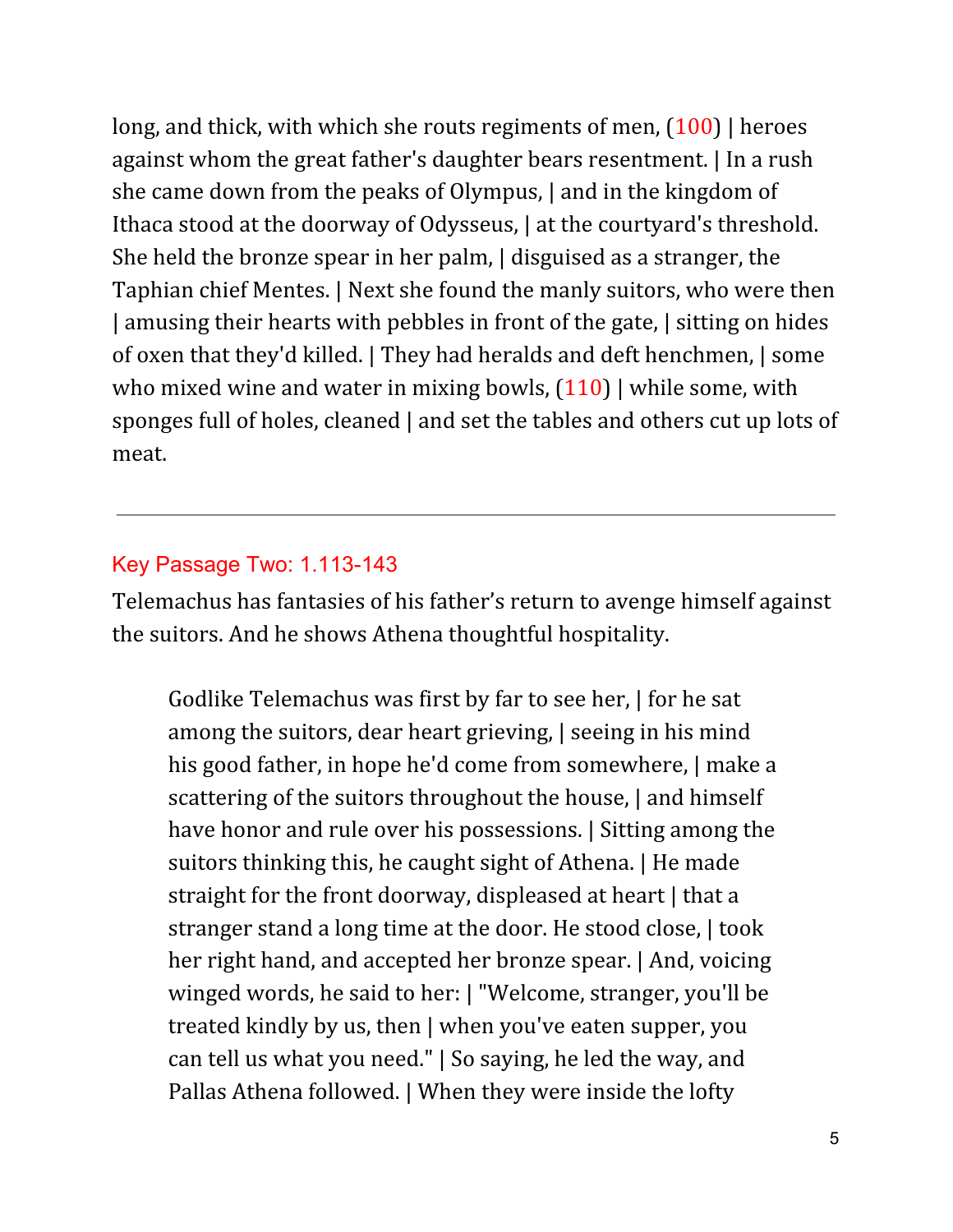long, and thick, with which she routs regiments of men, (100) | heroes against whom the great father's daughter bears resentment. | In a rush she came down from the peaks of Olympus, | and in the kingdom of Ithaca stood at the doorway of Odysseus, | at the courtyard's threshold. She held the bronze spear in her palm, | disguised as a stranger, the Taphian chief Mentes. | Next she found the manly suitors, who were then | amusing their hearts with pebbles in front of the gate, | sitting on hides of oxen that they'd killed. | They had heralds and deft henchmen, | some who mixed wine and water in mixing bowls, (110) | while some, with sponges full of holes, cleaned | and set the tables and others cut up lots of meat.

---

## Key Passage Two: 1.113-143

Telemachus has fantasies of his father's return to avenge himself against the suitors. And he shows Athena thoughtful hospitality.

> Godlike Telemachus was first by far to see her, | for he sat among the suitors, dear heart grieving, | seeing in his mind his good father, in hope he'd come from somewhere, | make a scattering of the suitors throughout the house, | and himself have honor and rule over his possessions. | Sitting among the suitors thinking this, he caught sight of Athena. | He made straight for the front doorway, displeased at heart | that a stranger stand a long time at the door. He stood close, | took her right hand, and accepted her bronze spear. | And, voicing winged words, he said to her: | "Welcome, stranger, you'll be treated kindly by us, then | when you've eaten supper, you can tell us what you need." | So saying, he led the way, and Pallas Athena followed. | When they were inside the lofty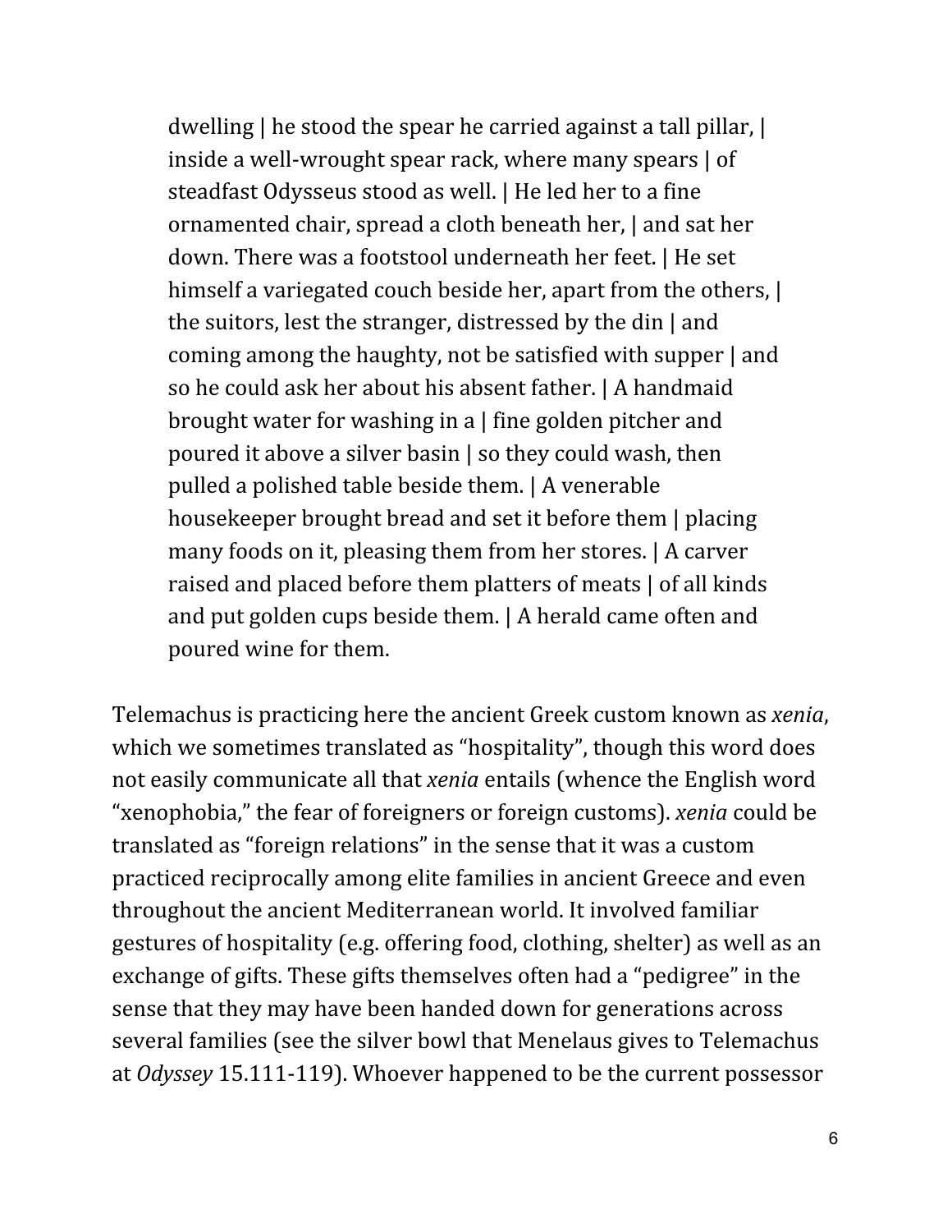> dwelling | he stood the spear he carried against a tall pillar, | inside a well-wrought spear rack, where many spears | of steadfast Odysseus stood as well. | He led her to a fine ornamented chair, spread a cloth beneath her, | and sat her down. There was a footstool underneath her feet. | He set himself a variegated couch beside her, apart from the others, | the suitors, lest the stranger, distressed by the din | and coming among the haughty, not be satisfied with supper | and so he could ask her about his absent father. | A handmaid brought water for washing in a | fine golden pitcher and poured it above a silver basin | so they could wash, then pulled a polished table beside them. | A venerable housekeeper brought bread and set it before them | placing many foods on it, pleasing them from her stores. | A carver raised and placed before them platters of meats | of all kinds and put golden cups beside them. | A herald came often and poured wine for them.

Telemachus is practicing here the ancient Greek custom known as *xenia*, which we sometimes translated as "hospitality", though this word does not easily communicate all that *xenia* entails (whence the English word "xenophobia," the fear of foreigners or foreign customs). *xenia* could be translated as "foreign relations" in the sense that it was a custom practiced reciprocally among elite families in ancient Greece and even throughout the ancient Mediterranean world. It involved familiar gestures of hospitality (e.g. offering food, clothing, shelter) as well as an exchange of gifts. These gifts themselves often had a "pedigree" in the sense that they may have been handed down for generations across several families (see the silver bowl that Menelaus gives to Telemachus at *Odyssey* 15.111-119). Whoever happened to be the current possessor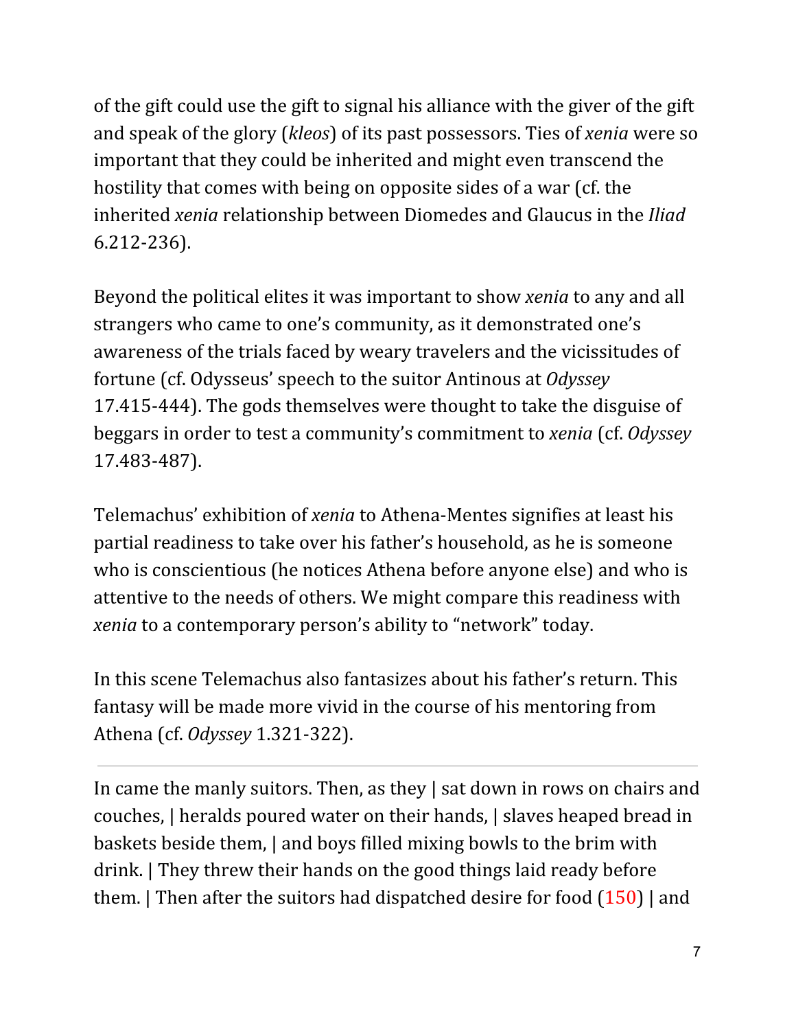of the gift could use the gift to signal his alliance with the giver of the gift and speak of the glory (*kleos*) of its past possessors. Ties of *xenia* were so important that they could be inherited and might even transcend the hostility that comes with being on opposite sides of a war (cf. the inherited *xenia* relationship between Diomedes and Glaucus in the *Iliad* 6.212-236).

Beyond the political elites it was important to show *xenia* to any and all strangers who came to one's community, as it demonstrated one's awareness of the trials faced by weary travelers and the vicissitudes of fortune (cf. Odysseus' speech to the suitor Antinous at *Odyssey* 17.415-444). The gods themselves were thought to take the disguise of beggars in order to test a community's commitment to *xenia* (cf. *Odyssey* 17.483-487).

Telemachus' exhibition of *xenia* to Athena-Mentes signifies at least his partial readiness to take over his father's household, as he is someone who is conscientious (he notices Athena before anyone else) and who is attentive to the needs of others. We might compare this readiness with *xenia* to a contemporary person's ability to "network" today.

In this scene Telemachus also fantasizes about his father's return. This fantasy will be made more vivid in the course of his mentoring from Athena (cf. *Odyssey* 1.321-322).

---

In came the manly suitors. Then, as they | sat down in rows on chairs and couches, | heralds poured water on their hands, | slaves heaped bread in baskets beside them, | and boys filled mixing bowls to the brim with drink. | They threw their hands on the good things laid ready before them. | Then after the suitors had dispatched desire for food (150) | and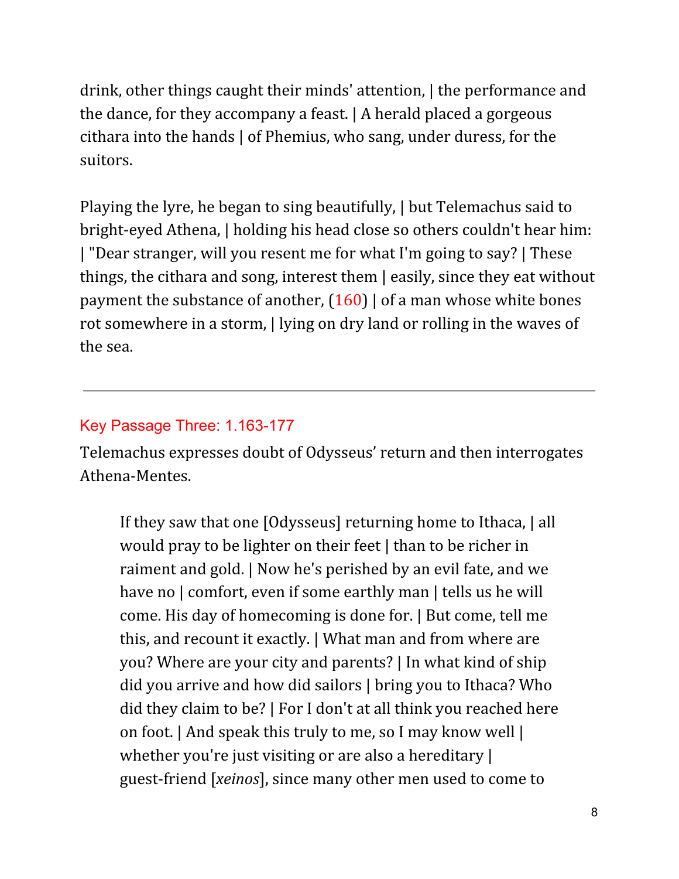drink, other things caught their minds' attention, | the performance and the dance, for they accompany a feast. | A herald placed a gorgeous cithara into the hands | of Phemius, who sang, under duress, for the suitors.

Playing the lyre, he began to sing beautifully, | but Telemachus said to bright-eyed Athena, | holding his head close so others couldn't hear him: | "Dear stranger, will you resent me for what I'm going to say? | These things, the cithara and song, interest them | easily, since they eat without payment the substance of another, (160) | of a man whose white bones rot somewhere in a storm, | lying on dry land or rolling in the waves of the sea.

---

### Key Passage Three: 1.163-177

Telemachus expresses doubt of Odysseus' return and then interrogates Athena-Mentes.

> If they saw that one [Odysseus] returning home to Ithaca, | all would pray to be lighter on their feet | than to be richer in raiment and gold. | Now he's perished by an evil fate, and we have no | comfort, even if some earthly man | tells us he will come. His day of homecoming is done for. | But come, tell me this, and recount it exactly. | What man and from where are you? Where are your city and parents? | In what kind of ship did you arrive and how did sailors | bring you to Ithaca? Who did they claim to be? | For I don't at all think you reached here on foot. | And speak this truly to me, so I may know well | whether you're just visiting or are also a hereditary | guest-friend [*xeinos*], since many other men used to come to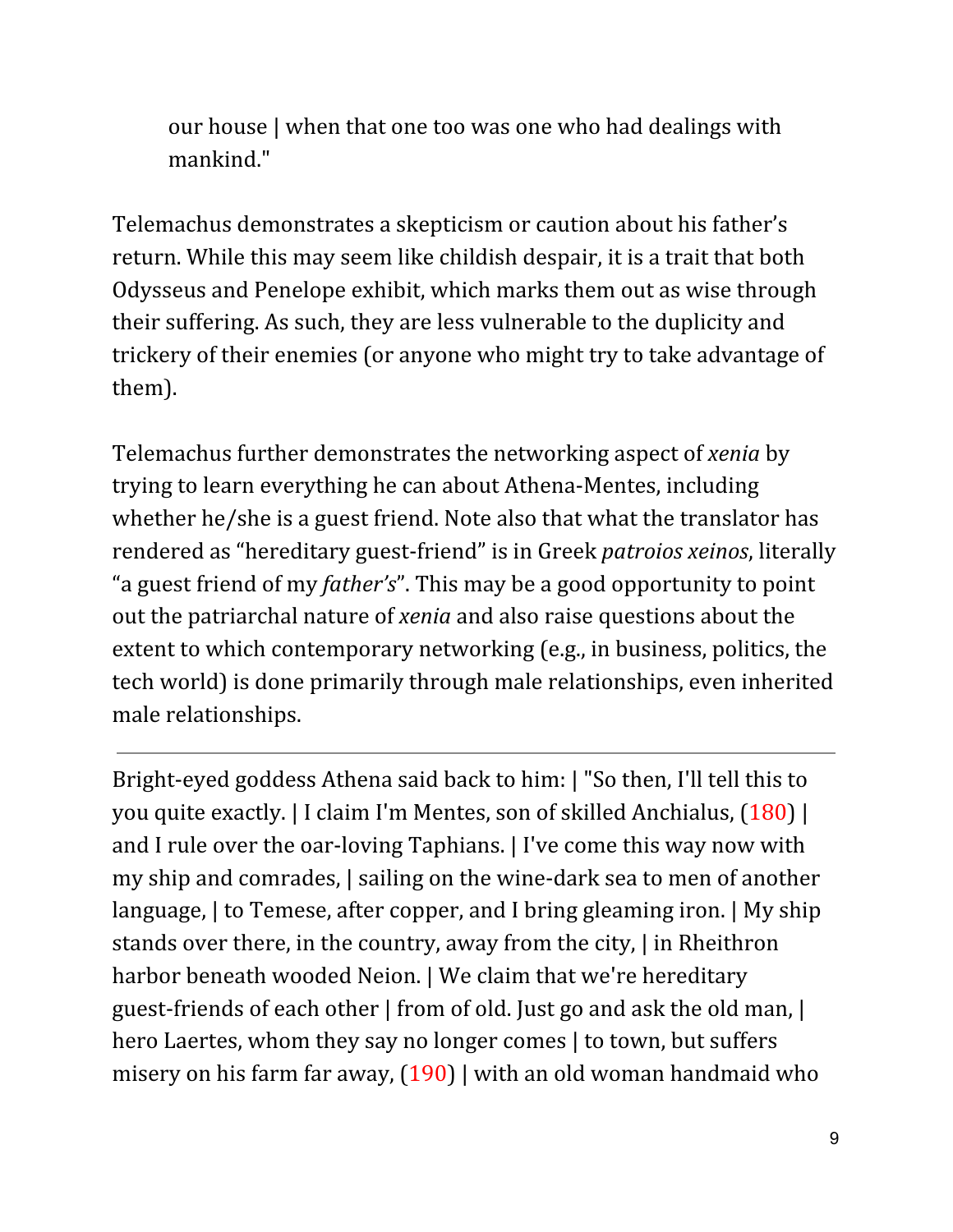our house | when that one too was one who had dealings with mankind."

Telemachus demonstrates a skepticism or caution about his father's return. While this may seem like childish despair, it is a trait that both Odysseus and Penelope exhibit, which marks them out as wise through their suffering. As such, they are less vulnerable to the duplicity and trickery of their enemies (or anyone who might try to take advantage of them).

Telemachus further demonstrates the networking aspect of *xenia* by trying to learn everything he can about Athena-Mentes, including whether he/she is a guest friend. Note also that what the translator has rendered as "hereditary guest-friend" is in Greek *patroios xeinos*, literally "a guest friend of my *father's*". This may be a good opportunity to point out the patriarchal nature of *xenia* and also raise questions about the extent to which contemporary networking (e.g., in business, politics, the tech world) is done primarily through male relationships, even inherited male relationships.

---

Bright-eyed goddess Athena said back to him: | "So then, I'll tell this to you quite exactly. | I claim I'm Mentes, son of skilled Anchialus, (180) | and I rule over the oar-loving Taphians. | I've come this way now with my ship and comrades, | sailing on the wine-dark sea to men of another language, | to Temese, after copper, and I bring gleaming iron. | My ship stands over there, in the country, away from the city, | in Rheithron harbor beneath wooded Neion. | We claim that we're hereditary guest-friends of each other | from of old. Just go and ask the old man, | hero Laertes, whom they say no longer comes | to town, but suffers misery on his farm far away, (190) | with an old woman handmaid who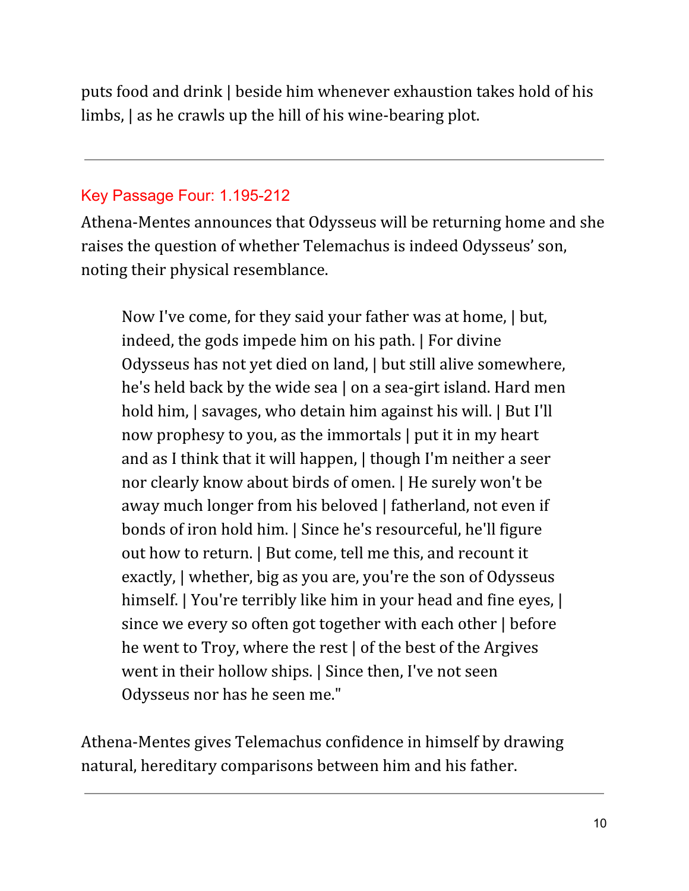puts food and drink | beside him whenever exhaustion takes hold of his limbs, | as he crawls up the hill of his wine-bearing plot.

---

## Key Passage Four: 1.195-212

Athena-Mentes announces that Odysseus will be returning home and she raises the question of whether Telemachus is indeed Odysseus' son, noting their physical resemblance.

> Now I've come, for they said your father was at home, | but, indeed, the gods impede him on his path. | For divine Odysseus has not yet died on land, | but still alive somewhere, he's held back by the wide sea | on a sea-girt island. Hard men hold him, | savages, who detain him against his will. | But I'll now prophesy to you, as the immortals | put it in my heart and as I think that it will happen, | though I'm neither a seer nor clearly know about birds of omen. | He surely won't be away much longer from his beloved | fatherland, not even if bonds of iron hold him. | Since he's resourceful, he'll figure out how to return. | But come, tell me this, and recount it exactly, | whether, big as you are, you're the son of Odysseus himself. | You're terribly like him in your head and fine eyes, | since we every so often got together with each other | before he went to Troy, where the rest | of the best of the Argives went in their hollow ships. | Since then, I've not seen Odysseus nor has he seen me."

Athena-Mentes gives Telemachus confidence in himself by drawing natural, hereditary comparisons between him and his father.

---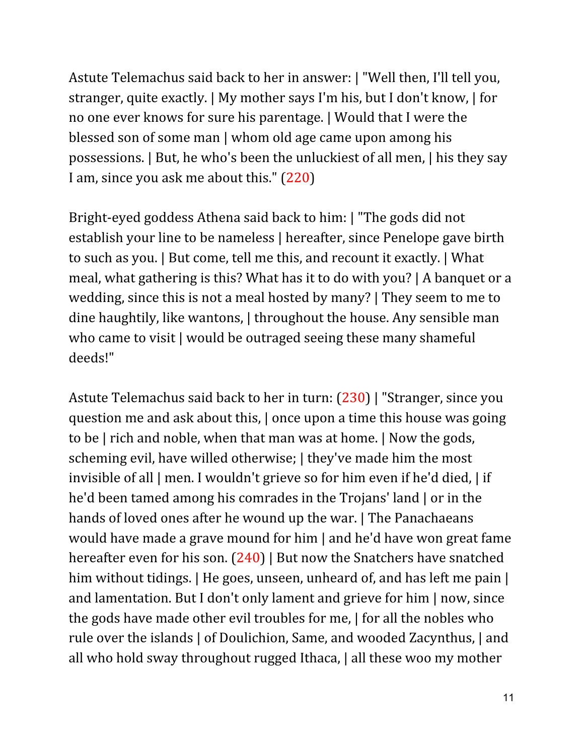Astute Telemachus said back to her in answer: | "Well then, I'll tell you, stranger, quite exactly. | My mother says I'm his, but I don't know, | for no one ever knows for sure his parentage. | Would that I were the blessed son of some man | whom old age came upon among his possessions. | But, he who's been the unluckiest of all men, | his they say I am, since you ask me about this." (220)

Bright-eyed goddess Athena said back to him: | "The gods did not establish your line to be nameless | hereafter, since Penelope gave birth to such as you. | But come, tell me this, and recount it exactly. | What meal, what gathering is this? What has it to do with you? | A banquet or a wedding, since this is not a meal hosted by many? | They seem to me to dine haughtily, like wantons, | throughout the house. Any sensible man who came to visit | would be outraged seeing these many shameful deeds!"

Astute Telemachus said back to her in turn: (230) | "Stranger, since you question me and ask about this, | once upon a time this house was going to be | rich and noble, when that man was at home. | Now the gods, scheming evil, have willed otherwise; | they've made him the most invisible of all | men. I wouldn't grieve so for him even if he'd died, | if he'd been tamed among his comrades in the Trojans' land | or in the hands of loved ones after he wound up the war. | The Panachaeans would have made a grave mound for him | and he'd have won great fame hereafter even for his son. (240) | But now the Snatchers have snatched him without tidings. | He goes, unseen, unheard of, and has left me pain | and lamentation. But I don't only lament and grieve for him | now, since the gods have made other evil troubles for me, | for all the nobles who rule over the islands | of Doulichion, Same, and wooded Zacynthus, | and all who hold sway throughout rugged Ithaca, | all these woo my mother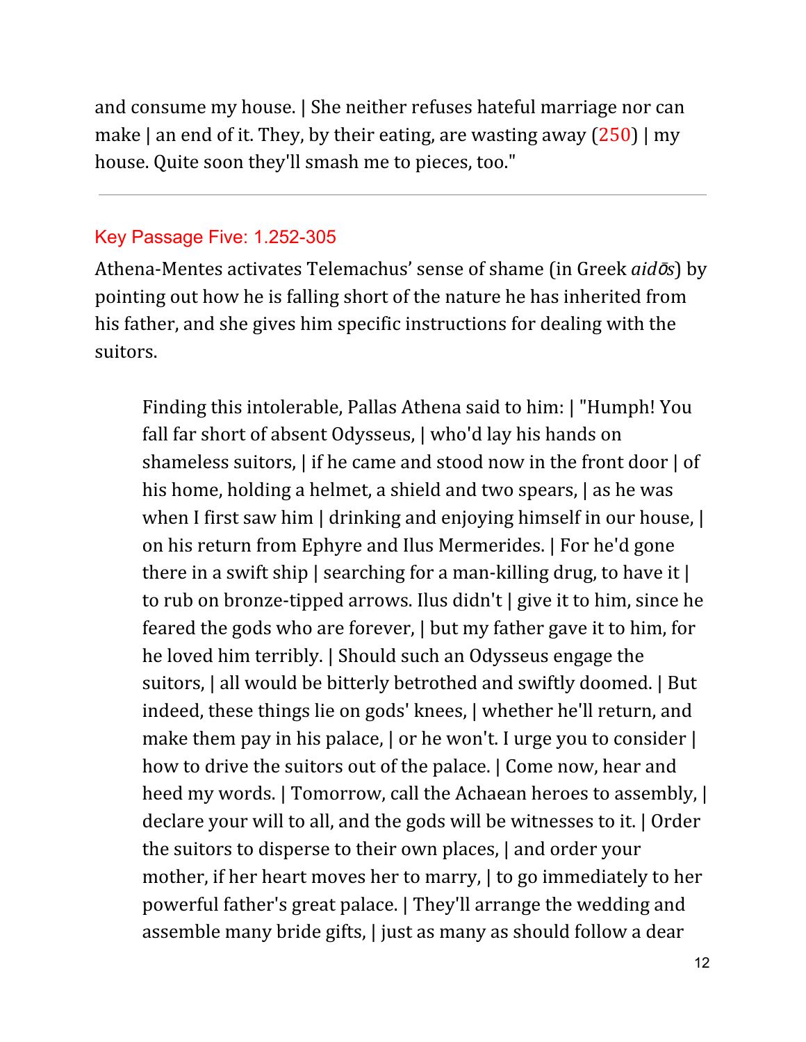and consume my house. | She neither refuses hateful marriage nor can make | an end of it. They, by their eating, are wasting away (250) | my house. Quite soon they'll smash me to pieces, too."

---

## Key Passage Five: 1.252-305

Athena-Mentes activates Telemachus' sense of shame (in Greek *aidōs*) by pointing out how he is falling short of the nature he has inherited from his father, and she gives him specific instructions for dealing with the suitors.

> Finding this intolerable, Pallas Athena said to him: | "Humph! You fall far short of absent Odysseus, | who'd lay his hands on shameless suitors, | if he came and stood now in the front door | of his home, holding a helmet, a shield and two spears, | as he was when I first saw him | drinking and enjoying himself in our house, | on his return from Ephyre and Ilus Mermerides. | For he'd gone there in a swift ship | searching for a man-killing drug, to have it | to rub on bronze-tipped arrows. Ilus didn't | give it to him, since he feared the gods who are forever, | but my father gave it to him, for he loved him terribly. | Should such an Odysseus engage the suitors, | all would be bitterly betrothed and swiftly doomed. | But indeed, these things lie on gods' knees, | whether he'll return, and make them pay in his palace, | or he won't. I urge you to consider | how to drive the suitors out of the palace. | Come now, hear and heed my words. | Tomorrow, call the Achaean heroes to assembly, | declare your will to all, and the gods will be witnesses to it. | Order the suitors to disperse to their own places, | and order your mother, if her heart moves her to marry, | to go immediately to her powerful father's great palace. | They'll arrange the wedding and assemble many bride gifts, | just as many as should follow a dear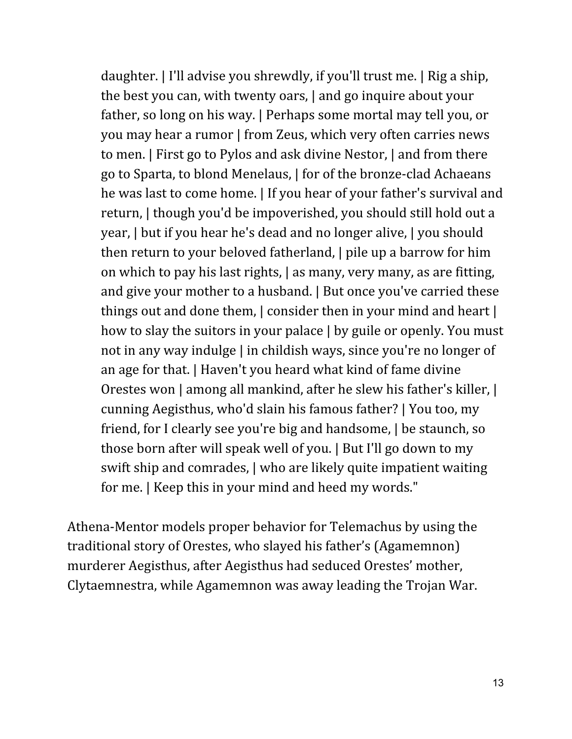> daughter. | I'll advise you shrewdly, if you'll trust me. | Rig a ship, the best you can, with twenty oars, | and go inquire about your father, so long on his way. | Perhaps some mortal may tell you, or you may hear a rumor | from Zeus, which very often carries news to men. | First go to Pylos and ask divine Nestor, | and from there go to Sparta, to blond Menelaus, | for of the bronze-clad Achaeans he was last to come home. | If you hear of your father's survival and return, | though you'd be impoverished, you should still hold out a year, | but if you hear he's dead and no longer alive, | you should then return to your beloved fatherland, | pile up a barrow for him on which to pay his last rights, | as many, very many, as are fitting, and give your mother to a husband. | But once you've carried these things out and done them, | consider then in your mind and heart | how to slay the suitors in your palace | by guile or openly. You must not in any way indulge | in childish ways, since you're no longer of an age for that. | Haven't you heard what kind of fame divine Orestes won | among all mankind, after he slew his father's killer, | cunning Aegisthus, who'd slain his famous father? | You too, my friend, for I clearly see you're big and handsome, | be staunch, so those born after will speak well of you. | But I'll go down to my swift ship and comrades, | who are likely quite impatient waiting for me. | Keep this in your mind and heed my words."

Athena-Mentor models proper behavior for Telemachus by using the traditional story of Orestes, who slayed his father's (Agamemnon) murderer Aegisthus, after Aegisthus had seduced Orestes' mother, Clytaemnestra, while Agamemnon was away leading the Trojan War.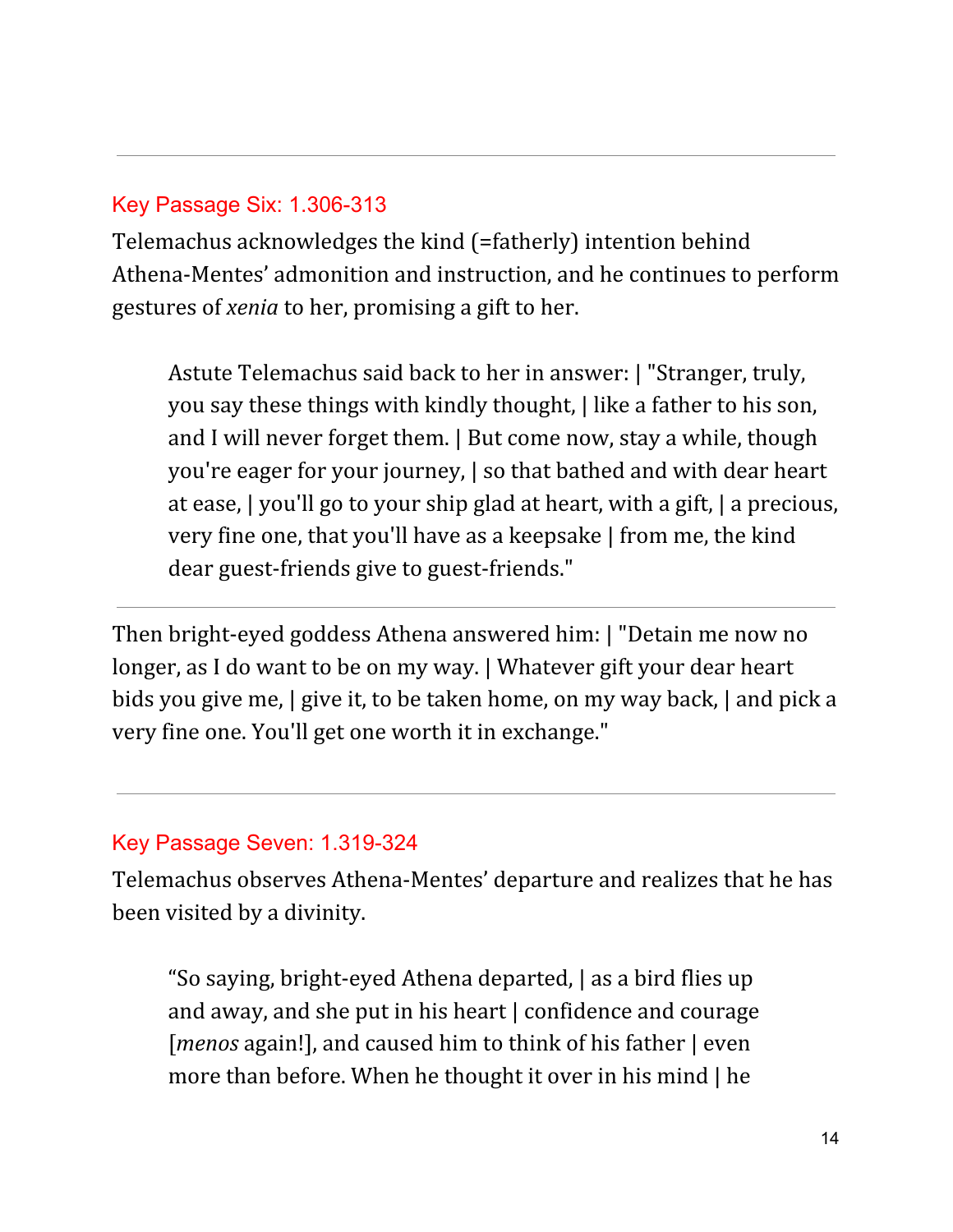---

### Key Passage Six: 1.306-313

Telemachus acknowledges the kind (=fatherly) intention behind Athena-Mentes' admonition and instruction, and he continues to perform gestures of *xenia* to her, promising a gift to her.

> Astute Telemachus said back to her in answer: | "Stranger, truly, you say these things with kindly thought, | like a father to his son, and I will never forget them. | But come now, stay a while, though you're eager for your journey, | so that bathed and with dear heart at ease, | you'll go to your ship glad at heart, with a gift, | a precious, very fine one, that you'll have as a keepsake | from me, the kind dear guest-friends give to guest-friends."

---

Then bright-eyed goddess Athena answered him: | "Detain me now no longer, as I do want to be on my way. | Whatever gift your dear heart bids you give me, | give it, to be taken home, on my way back, | and pick a very fine one. You'll get one worth it in exchange."

---

### Key Passage Seven: 1.319-324

Telemachus observes Athena-Mentes' departure and realizes that he has been visited by a divinity.

> "So saying, bright-eyed Athena departed, | as a bird flies up and away, and she put in his heart | confidence and courage [*menos* again!], and caused him to think of his father | even more than before. When he thought it over in his mind | he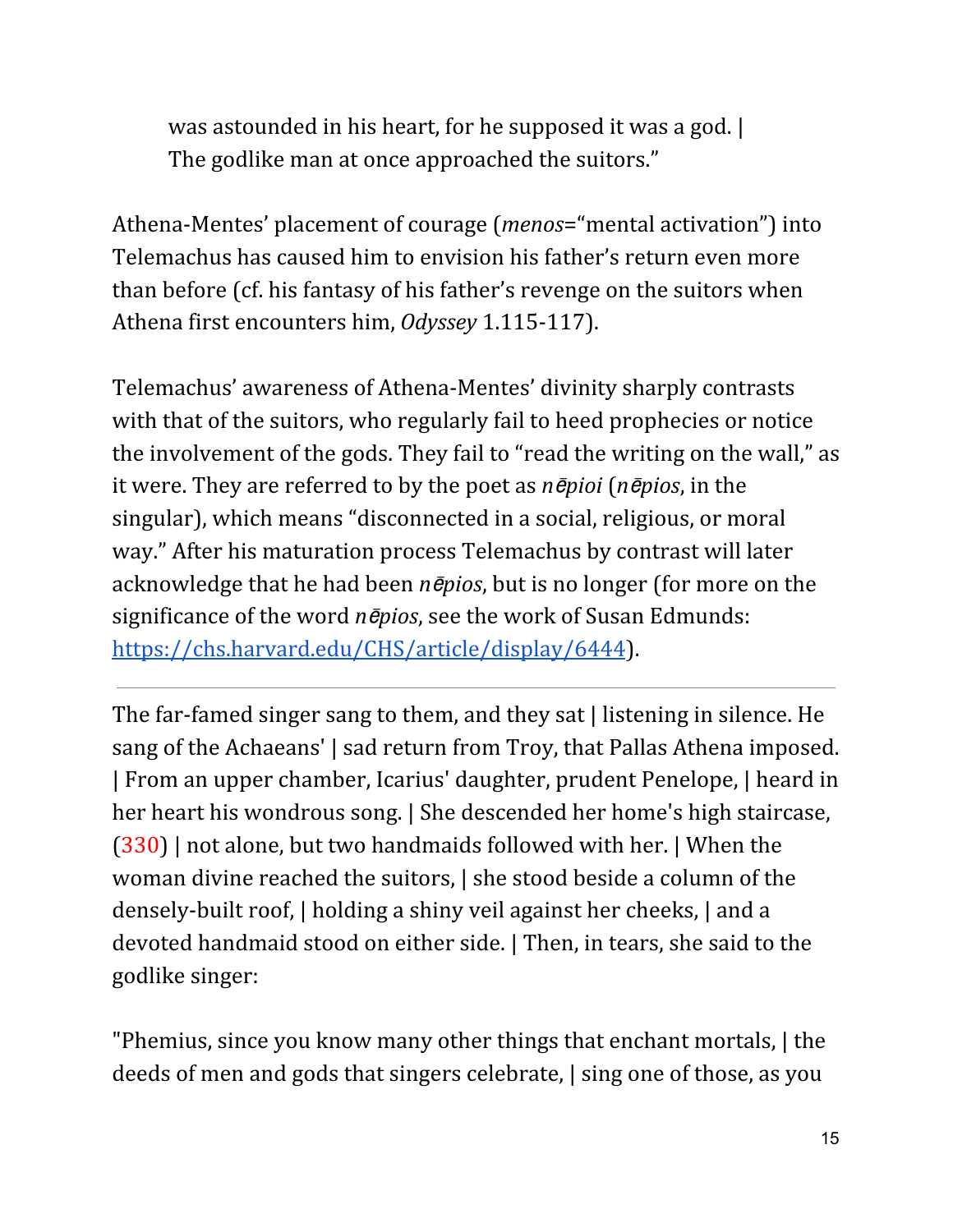was astounded in his heart, for he supposed it was a god. |
The godlike man at once approached the suitors."

Athena-Mentes' placement of courage (*menos*="mental activation") into Telemachus has caused him to envision his father's return even more than before (cf. his fantasy of his father's revenge on the suitors when Athena first encounters him, *Odyssey* 1.115-117).

Telemachus' awareness of Athena-Mentes' divinity sharply contrasts with that of the suitors, who regularly fail to heed prophecies or notice the involvement of the gods. They fail to "read the writing on the wall," as it were. They are referred to by the poet as *nēpioi* (*nēpios*, in the singular), which means "disconnected in a social, religious, or moral way." After his maturation process Telemachus by contrast will later acknowledge that he had been *nēpios*, but is no longer (for more on the significance of the word *nēpios*, see the work of Susan Edmunds: [https://chs.harvard.edu/CHS/article/display/6444](https://chs.harvard.edu/CHS/article/display/6444)).

---

The far-famed singer sang to them, and they sat | listening in silence. He sang of the Achaeans' | sad return from Troy, that Pallas Athena imposed. | From an upper chamber, Icarius' daughter, prudent Penelope, | heard in her heart his wondrous song. | She descended her home's high staircase, (330) | not alone, but two handmaids followed with her. | When the woman divine reached the suitors, | she stood beside a column of the densely-built roof, | holding a shiny veil against her cheeks, | and a devoted handmaid stood on either side. | Then, in tears, she said to the godlike singer:

"Phemius, since you know many other things that enchant mortals, | the deeds of men and gods that singers celebrate, | sing one of those, as you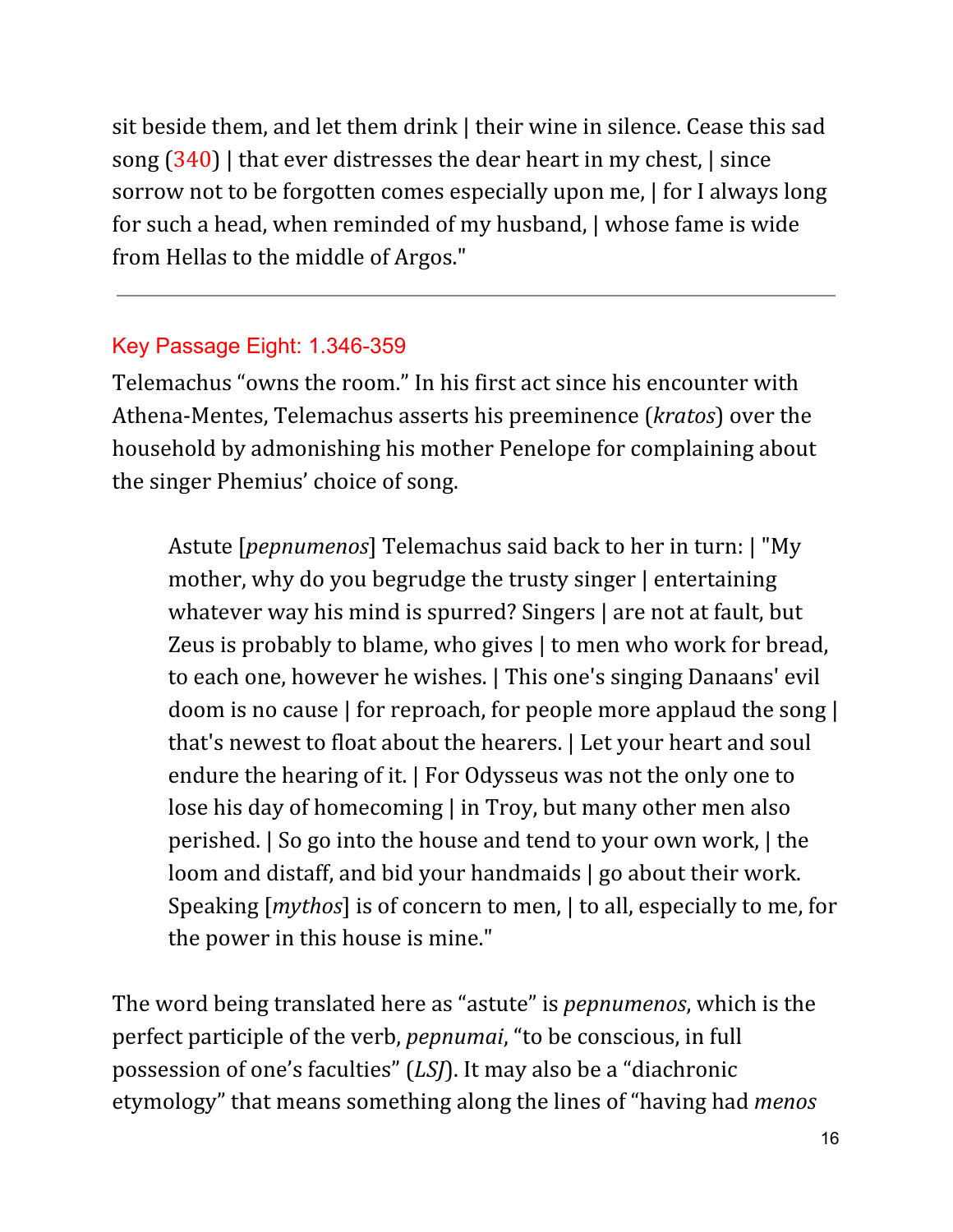sit beside them, and let them drink | their wine in silence. Cease this sad song (340) | that ever distresses the dear heart in my chest, | since sorrow not to be forgotten comes especially upon me, | for I always long for such a head, when reminded of my husband, | whose fame is wide from Hellas to the middle of Argos."

---

## Key Passage Eight: 1.346-359

Telemachus "owns the room." In his first act since his encounter with Athena-Mentes, Telemachus asserts his preeminence (*kratos*) over the household by admonishing his mother Penelope for complaining about the singer Phemius' choice of song.

> Astute [*pepnumenos*] Telemachus said back to her in turn: | "My mother, why do you begrudge the trusty singer | entertaining whatever way his mind is spurred? Singers | are not at fault, but Zeus is probably to blame, who gives | to men who work for bread, to each one, however he wishes. | This one's singing Danaans' evil doom is no cause | for reproach, for people more applaud the song | that's newest to float about the hearers. | Let your heart and soul endure the hearing of it. | For Odysseus was not the only one to lose his day of homecoming | in Troy, but many other men also perished. | So go into the house and tend to your own work, | the loom and distaff, and bid your handmaids | go about their work. Speaking [*mythos*] is of concern to men, | to all, especially to me, for the power in this house is mine."

The word being translated here as "astute" is *pepnumenos*, which is the perfect participle of the verb, *pepnumai*, "to be conscious, in full possession of one's faculties" (*LSJ*). It may also be a "diachronic etymology" that means something along the lines of "having had *menos*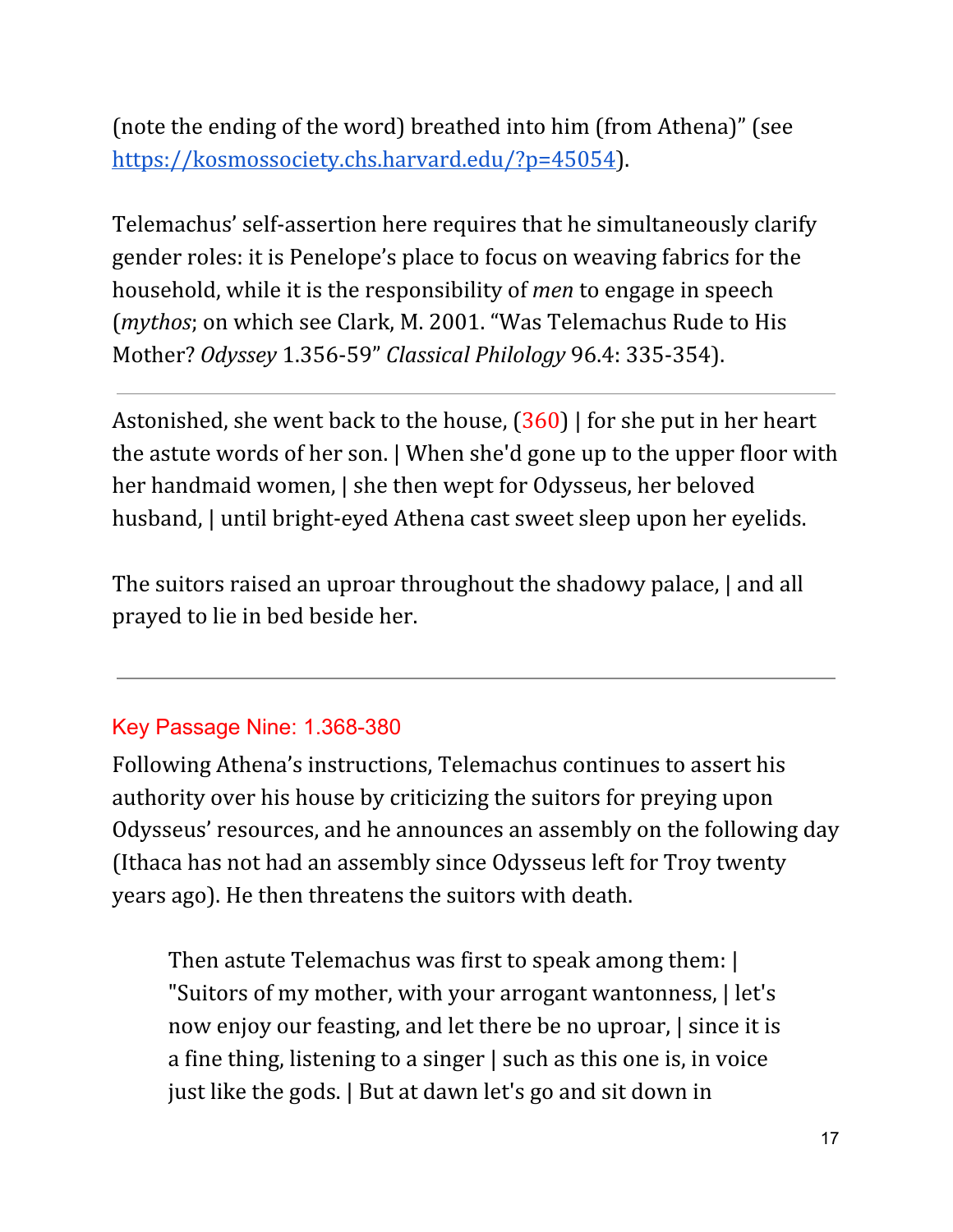(note the ending of the word) breathed into him (from Athena)" (see [https://kosmossociety.chs.harvard.edu/?p=45054](https://kosmossociety.chs.harvard.edu/?p=45054)).

Telemachus' self-assertion here requires that he simultaneously clarify gender roles: it is Penelope's place to focus on weaving fabrics for the household, while it is the responsibility of *men* to engage in speech (*mythos*; on which see Clark, M. 2001. "Was Telemachus Rude to His Mother? *Odyssey* 1.356-59" *Classical Philology* 96.4: 335-354).

---

Astonished, she went back to the house, (360) | for she put in her heart the astute words of her son. | When she'd gone up to the upper floor with her handmaid women, | she then wept for Odysseus, her beloved husband, | until bright-eyed Athena cast sweet sleep upon her eyelids.

The suitors raised an uproar throughout the shadowy palace, | and all prayed to lie in bed beside her.

---

## Key Passage Nine: 1.368-380

Following Athena's instructions, Telemachus continues to assert his authority over his house by criticizing the suitors for preying upon Odysseus' resources, and he announces an assembly on the following day (Ithaca has not had an assembly since Odysseus left for Troy twenty years ago). He then threatens the suitors with death.

> Then astute Telemachus was first to speak among them: | "Suitors of my mother, with your arrogant wantonness, | let's now enjoy our feasting, and let there be no uproar, | since it is a fine thing, listening to a singer | such as this one is, in voice just like the gods. | But at dawn let's go and sit down in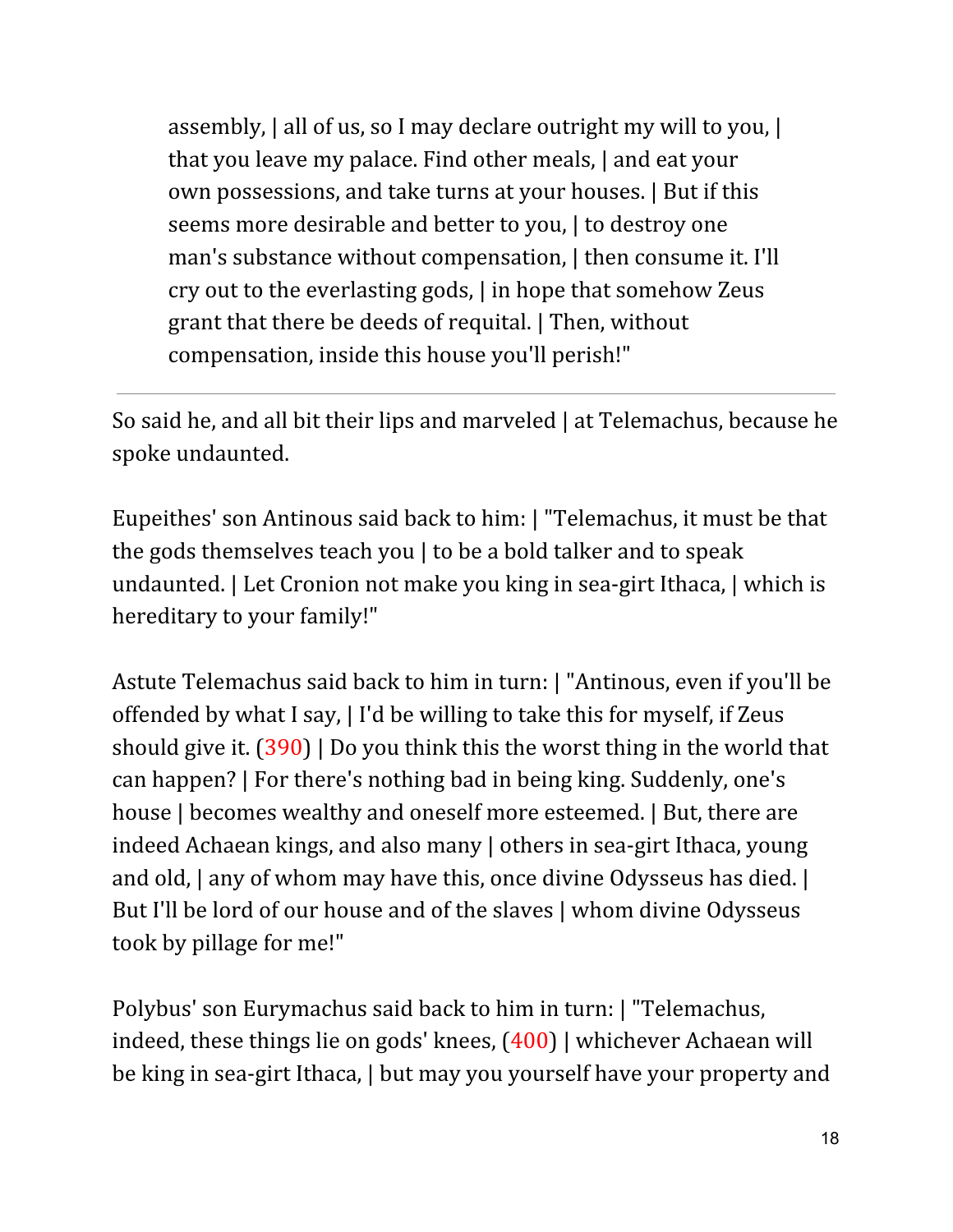> assembly, | all of us, so I may declare outright my will to you, | that you leave my palace. Find other meals, | and eat your own possessions, and take turns at your houses. | But if this seems more desirable and better to you, | to destroy one man's substance without compensation, | then consume it. I'll cry out to the everlasting gods, | in hope that somehow Zeus grant that there be deeds of requital. | Then, without compensation, inside this house you'll perish!"

---

So said he, and all bit their lips and marveled | at Telemachus, because he spoke undaunted.

Eupeithes' son Antinous said back to him: | "Telemachus, it must be that the gods themselves teach you | to be a bold talker and to speak undaunted. | Let Cronion not make you king in sea-girt Ithaca, | which is hereditary to your family!"

Astute Telemachus said back to him in turn: | "Antinous, even if you'll be offended by what I say, | I'd be willing to take this for myself, if Zeus should give it. (390) | Do you think this the worst thing in the world that can happen? | For there's nothing bad in being king. Suddenly, one's house | becomes wealthy and oneself more esteemed. | But, there are indeed Achaean kings, and also many | others in sea-girt Ithaca, young and old, | any of whom may have this, once divine Odysseus has died. | But I'll be lord of our house and of the slaves | whom divine Odysseus took by pillage for me!"

Polybus' son Eurymachus said back to him in turn: | "Telemachus, indeed, these things lie on gods' knees, (400) | whichever Achaean will be king in sea-girt Ithaca, | but may you yourself have your property and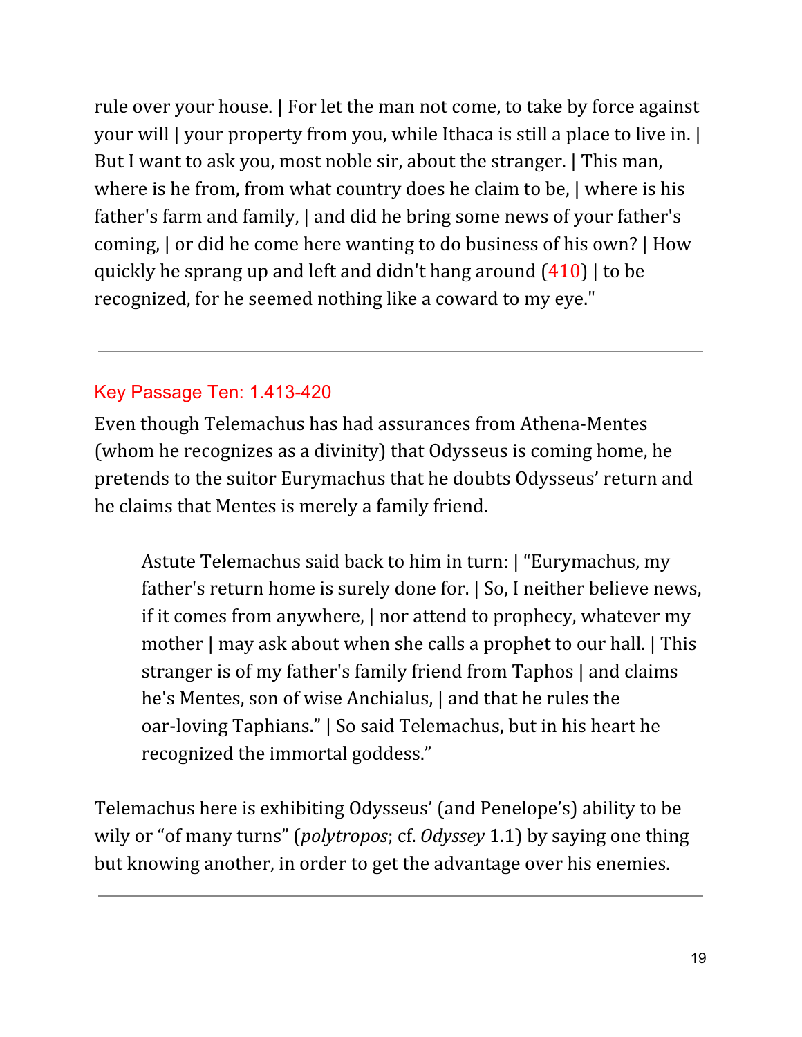rule over your house. | For let the man not come, to take by force against your will | your property from you, while Ithaca is still a place to live in. | But I want to ask you, most noble sir, about the stranger. | This man, where is he from, from what country does he claim to be, | where is his father's farm and family, | and did he bring some news of your father's coming, | or did he come here wanting to do business of his own? | How quickly he sprang up and left and didn't hang around (410) | to be recognized, for he seemed nothing like a coward to my eye."

---

### Key Passage Ten: 1.413-420

Even though Telemachus has had assurances from Athena-Mentes (whom he recognizes as a divinity) that Odysseus is coming home, he pretends to the suitor Eurymachus that he doubts Odysseus' return and he claims that Mentes is merely a family friend.

> Astute Telemachus said back to him in turn: | "Eurymachus, my father's return home is surely done for. | So, I neither believe news, if it comes from anywhere, | nor attend to prophecy, whatever my mother | may ask about when she calls a prophet to our hall. | This stranger is of my father's family friend from Taphos | and claims he's Mentes, son of wise Anchialus, | and that he rules the oar-loving Taphians." | So said Telemachus, but in his heart he recognized the immortal goddess."

Telemachus here is exhibiting Odysseus' (and Penelope's) ability to be wily or "of many turns" (*polytropos*; cf. *Odyssey* 1.1) by saying one thing but knowing another, in order to get the advantage over his enemies.

---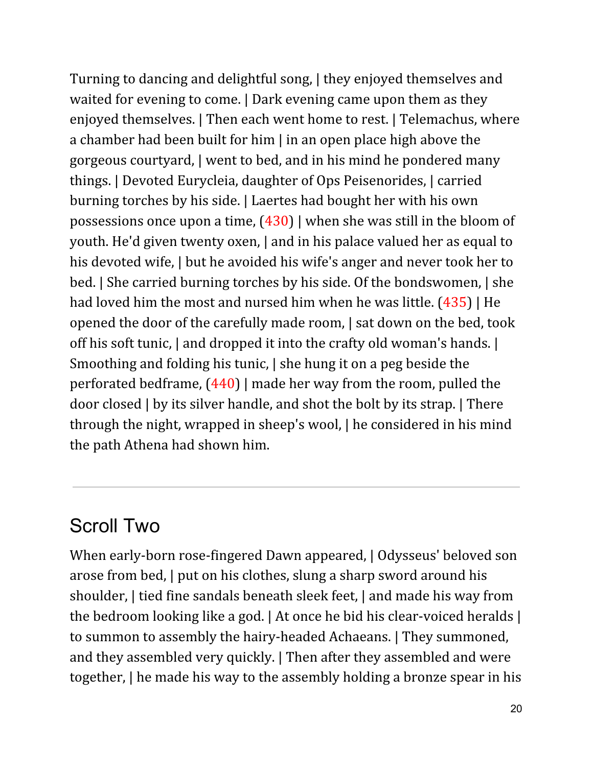Turning to dancing and delightful song, | they enjoyed themselves and waited for evening to come. | Dark evening came upon them as they enjoyed themselves. | Then each went home to rest. | Telemachus, where a chamber had been built for him | in an open place high above the gorgeous courtyard, | went to bed, and in his mind he pondered many things. | Devoted Eurycleia, daughter of Ops Peisenorides, | carried burning torches by his side. | Laertes had bought her with his own possessions once upon a time, (430) | when she was still in the bloom of youth. He'd given twenty oxen, | and in his palace valued her as equal to his devoted wife, | but he avoided his wife's anger and never took her to bed. | She carried burning torches by his side. Of the bondswomen, | she had loved him the most and nursed him when he was little. (435) | He opened the door of the carefully made room, | sat down on the bed, took off his soft tunic, | and dropped it into the crafty old woman's hands. | Smoothing and folding his tunic, | she hung it on a peg beside the perforated bedframe, (440) | made her way from the room, pulled the door closed | by its silver handle, and shot the bolt by its strap. | There through the night, wrapped in sheep's wool, | he considered in his mind the path Athena had shown him.

---

## Scroll Two

When early-born rose-fingered Dawn appeared, | Odysseus' beloved son arose from bed, | put on his clothes, slung a sharp sword around his shoulder, | tied fine sandals beneath sleek feet, | and made his way from the bedroom looking like a god. | At once he bid his clear-voiced heralds | to summon to assembly the hairy-headed Achaeans. | They summoned, and they assembled very quickly. | Then after they assembled and were together, | he made his way to the assembly holding a bronze spear in his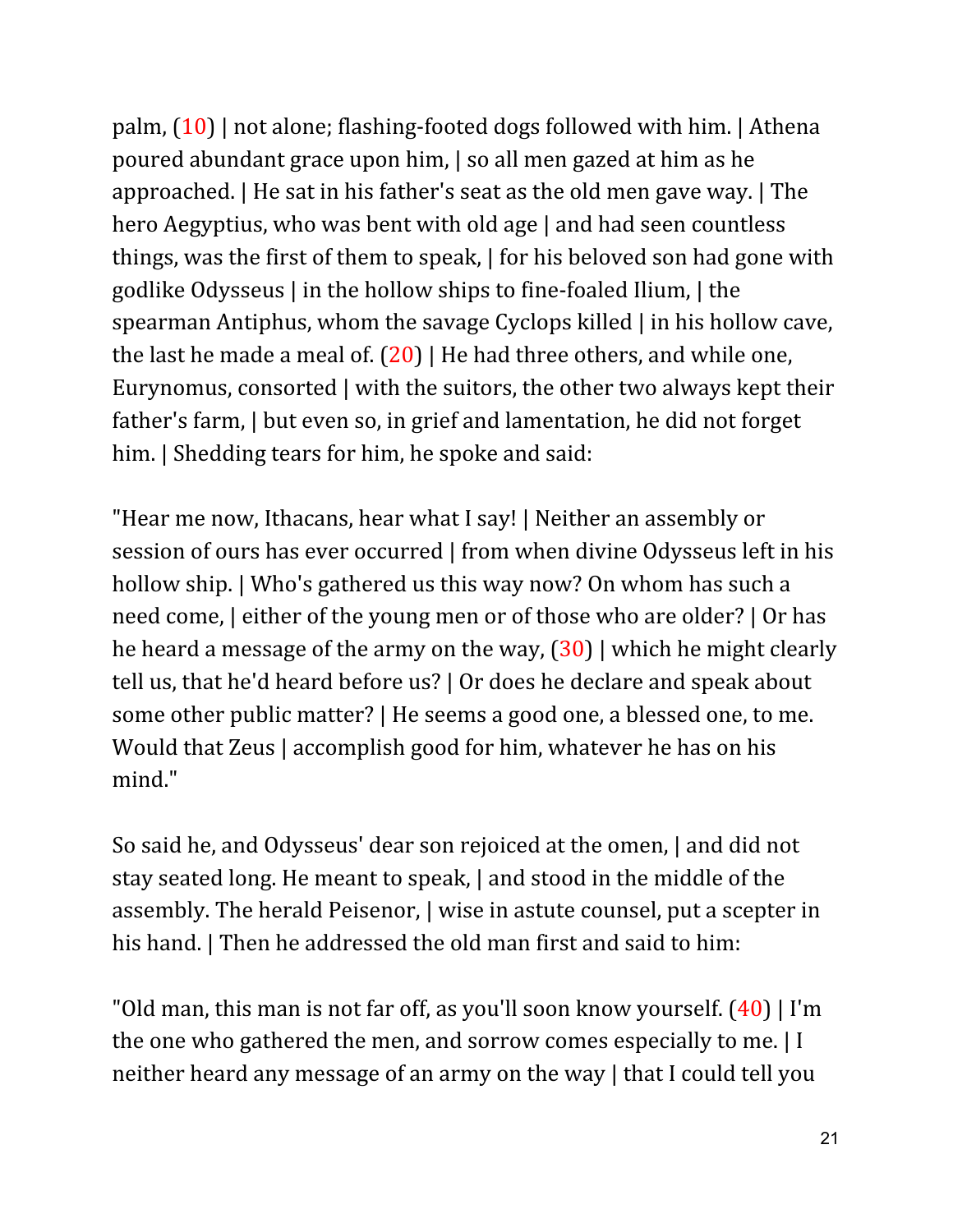palm, (10) | not alone; flashing-footed dogs followed with him. | Athena poured abundant grace upon him, | so all men gazed at him as he approached. | He sat in his father's seat as the old men gave way. | The hero Aegyptius, who was bent with old age | and had seen countless things, was the first of them to speak, | for his beloved son had gone with godlike Odysseus | in the hollow ships to fine-foaled Ilium, | the spearman Antiphus, whom the savage Cyclops killed | in his hollow cave, the last he made a meal of. (20) | He had three others, and while one, Eurynomus, consorted | with the suitors, the other two always kept their father's farm, | but even so, in grief and lamentation, he did not forget him. | Shedding tears for him, he spoke and said:

"Hear me now, Ithacans, hear what I say! | Neither an assembly or session of ours has ever occurred | from when divine Odysseus left in his hollow ship. | Who's gathered us this way now? On whom has such a need come, | either of the young men or of those who are older? | Or has he heard a message of the army on the way, (30) | which he might clearly tell us, that he'd heard before us? | Or does he declare and speak about some other public matter? | He seems a good one, a blessed one, to me. Would that Zeus | accomplish good for him, whatever he has on his mind."

So said he, and Odysseus' dear son rejoiced at the omen, | and did not stay seated long. He meant to speak, | and stood in the middle of the assembly. The herald Peisenor, | wise in astute counsel, put a scepter in his hand. | Then he addressed the old man first and said to him:

"Old man, this man is not far off, as you'll soon know yourself. (40) | I'm the one who gathered the men, and sorrow comes especially to me. | I neither heard any message of an army on the way | that I could tell you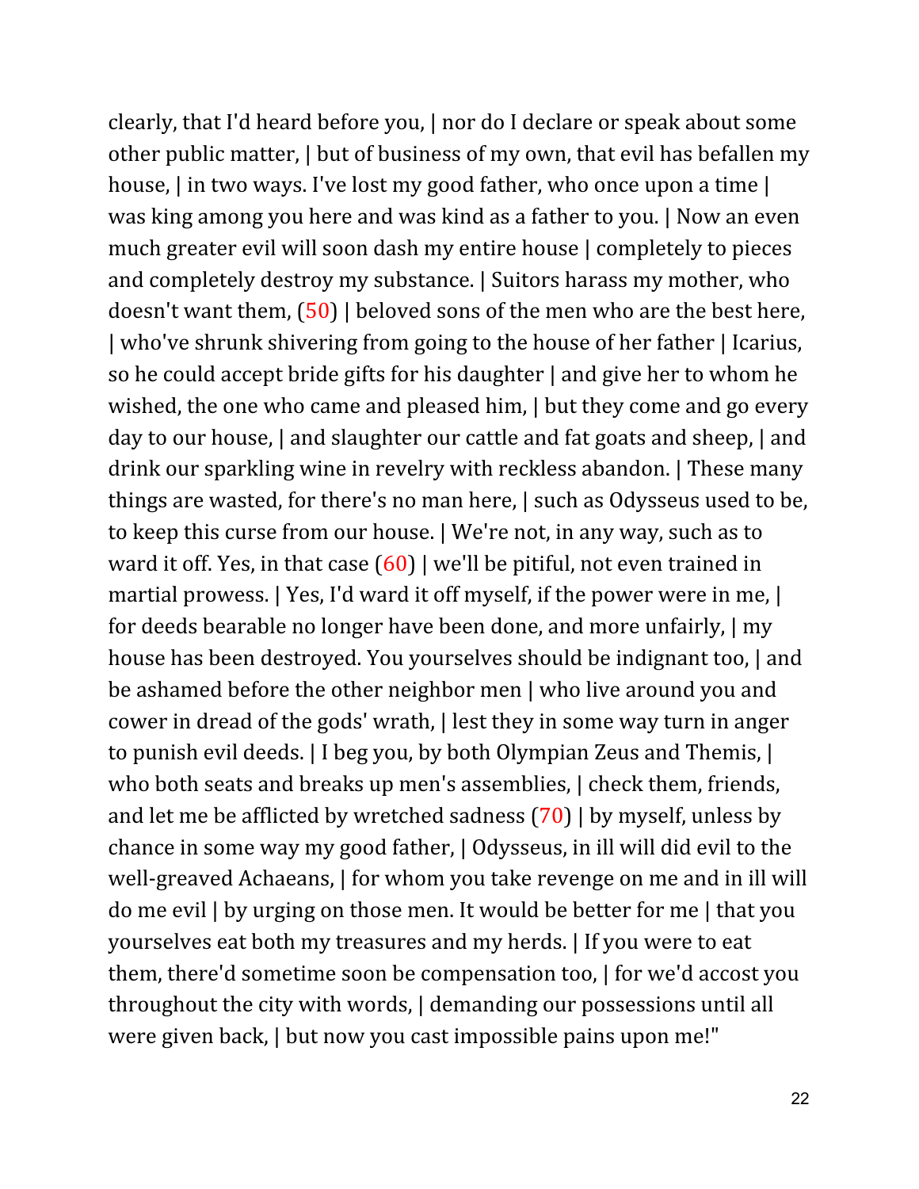clearly, that I'd heard before you, | nor do I declare or speak about some other public matter, | but of business of my own, that evil has befallen my house, | in two ways. I've lost my good father, who once upon a time | was king among you here and was kind as a father to you. | Now an even much greater evil will soon dash my entire house | completely to pieces and completely destroy my substance. | Suitors harass my mother, who doesn't want them, (50) | beloved sons of the men who are the best here, | who've shrunk shivering from going to the house of her father | Icarius, so he could accept bride gifts for his daughter | and give her to whom he wished, the one who came and pleased him, | but they come and go every day to our house, | and slaughter our cattle and fat goats and sheep, | and drink our sparkling wine in revelry with reckless abandon. | These many things are wasted, for there's no man here, | such as Odysseus used to be, to keep this curse from our house. | We're not, in any way, such as to ward it off. Yes, in that case (60) | we'll be pitiful, not even trained in martial prowess. | Yes, I'd ward it off myself, if the power were in me, | for deeds bearable no longer have been done, and more unfairly, | my house has been destroyed. You yourselves should be indignant too, | and be ashamed before the other neighbor men | who live around you and cower in dread of the gods' wrath, | lest they in some way turn in anger to punish evil deeds. | I beg you, by both Olympian Zeus and Themis, | who both seats and breaks up men's assemblies, | check them, friends, and let me be afflicted by wretched sadness (70) | by myself, unless by chance in some way my good father, | Odysseus, in ill will did evil to the well-greaved Achaeans, | for whom you take revenge on me and in ill will do me evil | by urging on those men. It would be better for me | that you yourselves eat both my treasures and my herds. | If you were to eat them, there'd sometime soon be compensation too, | for we'd accost you throughout the city with words, | demanding our possessions until all were given back, | but now you cast impossible pains upon me!"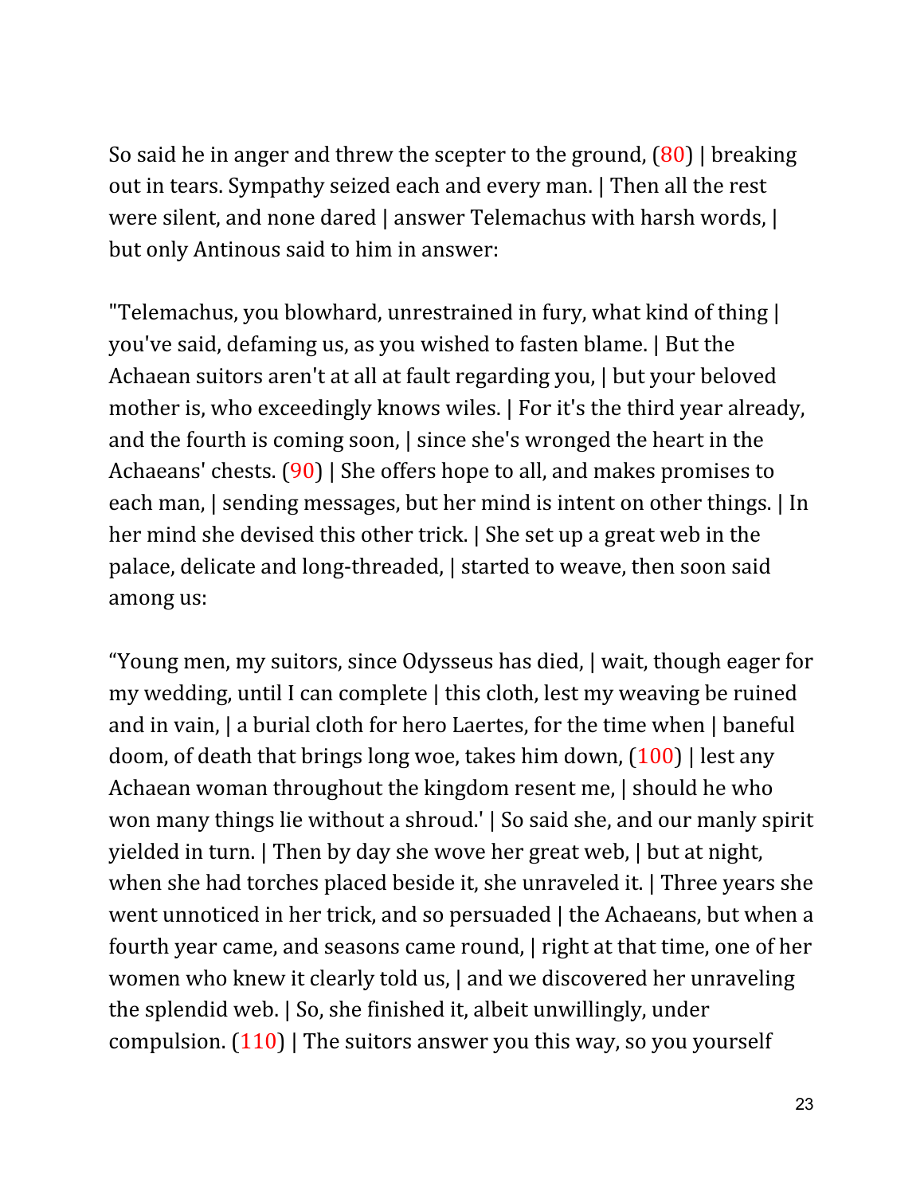So said he in anger and threw the scepter to the ground, (80) | breaking out in tears. Sympathy seized each and every man. | Then all the rest were silent, and none dared | answer Telemachus with harsh words, | but only Antinous said to him in answer:

"Telemachus, you blowhard, unrestrained in fury, what kind of thing | you've said, defaming us, as you wished to fasten blame. | But the Achaean suitors aren't at all at fault regarding you, | but your beloved mother is, who exceedingly knows wiles. | For it's the third year already, and the fourth is coming soon, | since she's wronged the heart in the Achaeans' chests. (90) | She offers hope to all, and makes promises to each man, | sending messages, but her mind is intent on other things. | In her mind she devised this other trick. | She set up a great web in the palace, delicate and long-threaded, | started to weave, then soon said among us:

"Young men, my suitors, since Odysseus has died, | wait, though eager for my wedding, until I can complete | this cloth, lest my weaving be ruined and in vain, | a burial cloth for hero Laertes, for the time when | baneful doom, of death that brings long woe, takes him down, (100) | lest any Achaean woman throughout the kingdom resent me, | should he who won many things lie without a shroud.' | So said she, and our manly spirit yielded in turn. | Then by day she wove her great web, | but at night, when she had torches placed beside it, she unraveled it. | Three years she went unnoticed in her trick, and so persuaded | the Achaeans, but when a fourth year came, and seasons came round, | right at that time, one of her women who knew it clearly told us, | and we discovered her unraveling the splendid web. | So, she finished it, albeit unwillingly, under compulsion. (110) | The suitors answer you this way, so you yourself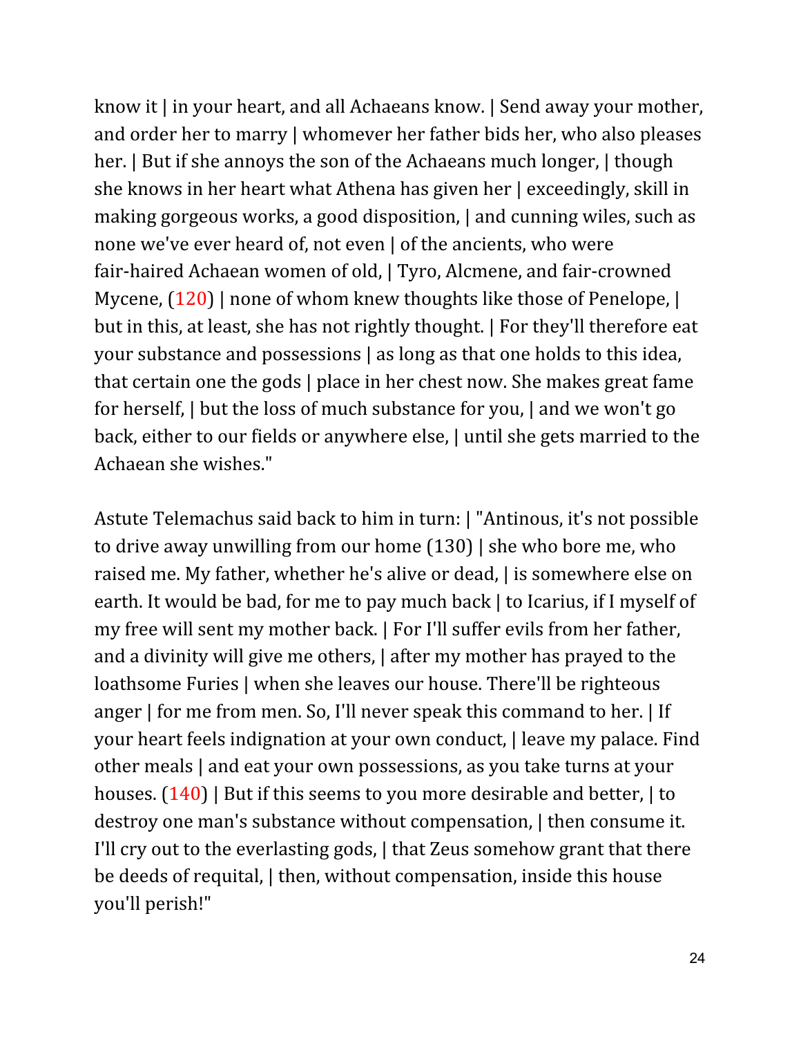know it | in your heart, and all Achaeans know. | Send away your mother, and order her to marry | whomever her father bids her, who also pleases her. | But if she annoys the son of the Achaeans much longer, | though she knows in her heart what Athena has given her | exceedingly, skill in making gorgeous works, a good disposition, | and cunning wiles, such as none we've ever heard of, not even | of the ancients, who were fair-haired Achaean women of old, | Tyro, Alcmene, and fair-crowned Mycene, (120) | none of whom knew thoughts like those of Penelope, | but in this, at least, she has not rightly thought. | For they'll therefore eat your substance and possessions | as long as that one holds to this idea, that certain one the gods | place in her chest now. She makes great fame for herself, | but the loss of much substance for you, | and we won't go back, either to our fields or anywhere else, | until she gets married to the Achaean she wishes."

Astute Telemachus said back to him in turn: | "Antinous, it's not possible to drive away unwilling from our home (130) | she who bore me, who raised me. My father, whether he's alive or dead, | is somewhere else on earth. It would be bad, for me to pay much back | to Icarius, if I myself of my free will sent my mother back. | For I'll suffer evils from her father, and a divinity will give me others, | after my mother has prayed to the loathsome Furies | when she leaves our house. There'll be righteous anger | for me from men. So, I'll never speak this command to her. | If your heart feels indignation at your own conduct, | leave my palace. Find other meals | and eat your own possessions, as you take turns at your houses. (140) | But if this seems to you more desirable and better, | to destroy one man's substance without compensation, | then consume it. I'll cry out to the everlasting gods, | that Zeus somehow grant that there be deeds of requital, | then, without compensation, inside this house you'll perish!"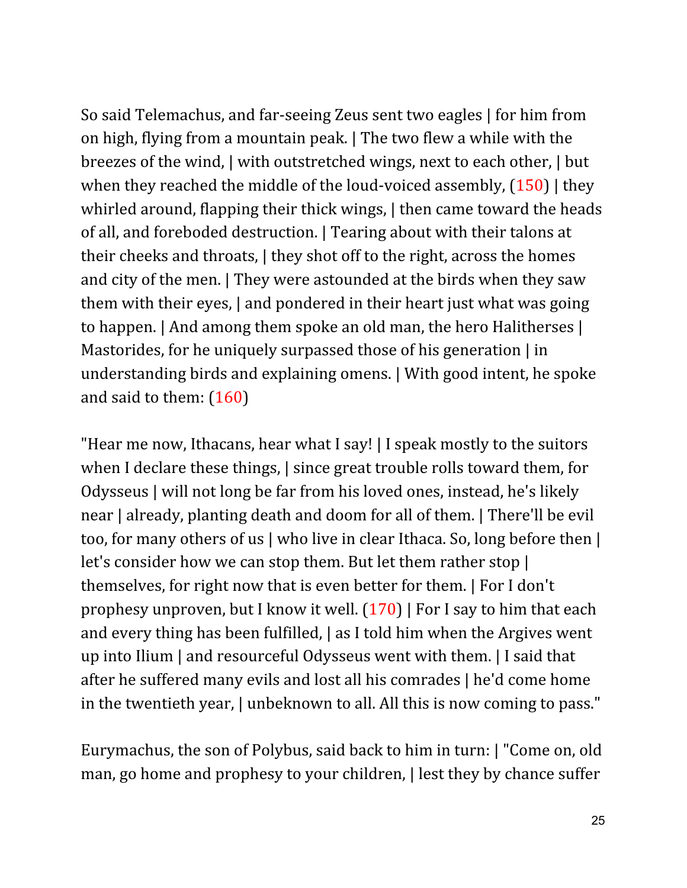So said Telemachus, and far-seeing Zeus sent two eagles | for him from on high, flying from a mountain peak. | The two flew a while with the breezes of the wind, | with outstretched wings, next to each other, | but when they reached the middle of the loud-voiced assembly, (150) | they whirled around, flapping their thick wings, | then came toward the heads of all, and foreboded destruction. | Tearing about with their talons at their cheeks and throats, | they shot off to the right, across the homes and city of the men. | They were astounded at the birds when they saw them with their eyes, | and pondered in their heart just what was going to happen. | And among them spoke an old man, the hero Halitherses | Mastorides, for he uniquely surpassed those of his generation | in understanding birds and explaining omens. | With good intent, he spoke and said to them: (160)

"Hear me now, Ithacans, hear what I say! | I speak mostly to the suitors when I declare these things, | since great trouble rolls toward them, for Odysseus | will not long be far from his loved ones, instead, he's likely near | already, planting death and doom for all of them. | There'll be evil too, for many others of us | who live in clear Ithaca. So, long before then | let's consider how we can stop them. But let them rather stop | themselves, for right now that is even better for them. | For I don't prophesy unproven, but I know it well. (170) | For I say to him that each and every thing has been fulfilled, | as I told him when the Argives went up into Ilium | and resourceful Odysseus went with them. | I said that after he suffered many evils and lost all his comrades | he'd come home in the twentieth year, | unbeknown to all. All this is now coming to pass."

Eurymachus, the son of Polybus, said back to him in turn: | "Come on, old man, go home and prophesy to your children, | lest they by chance suffer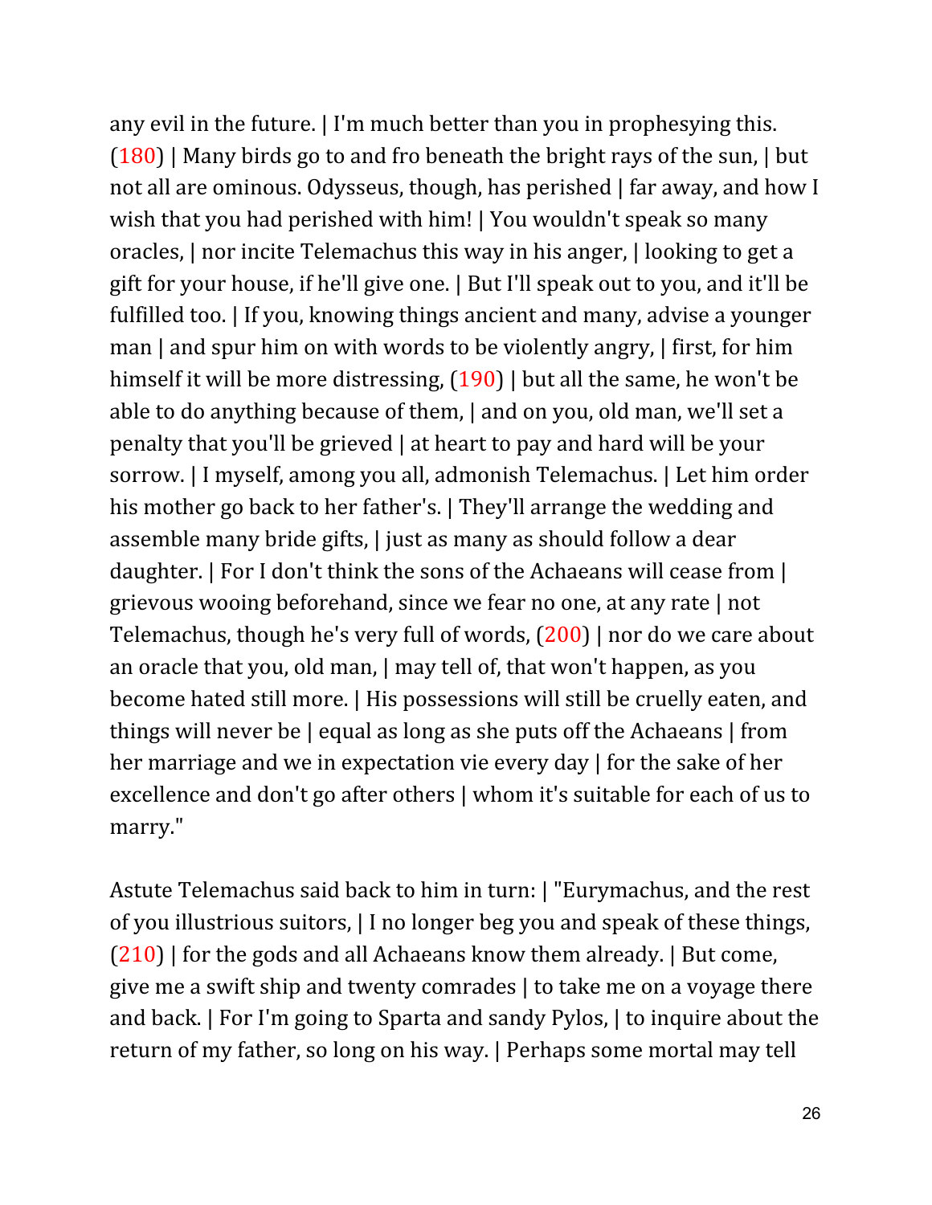any evil in the future. | I'm much better than you in prophesying this. (180) | Many birds go to and fro beneath the bright rays of the sun, | but not all are ominous. Odysseus, though, has perished | far away, and how I wish that you had perished with him! | You wouldn't speak so many oracles, | nor incite Telemachus this way in his anger, | looking to get a gift for your house, if he'll give one. | But I'll speak out to you, and it'll be fulfilled too. | If you, knowing things ancient and many, advise a younger man | and spur him on with words to be violently angry, | first, for him himself it will be more distressing, (190) | but all the same, he won't be able to do anything because of them, | and on you, old man, we'll set a penalty that you'll be grieved | at heart to pay and hard will be your sorrow. | I myself, among you all, admonish Telemachus. | Let him order his mother go back to her father's. | They'll arrange the wedding and assemble many bride gifts, | just as many as should follow a dear daughter. | For I don't think the sons of the Achaeans will cease from | grievous wooing beforehand, since we fear no one, at any rate | not Telemachus, though he's very full of words, (200) | nor do we care about an oracle that you, old man, | may tell of, that won't happen, as you become hated still more. | His possessions will still be cruelly eaten, and things will never be | equal as long as she puts off the Achaeans | from her marriage and we in expectation vie every day | for the sake of her excellence and don't go after others | whom it's suitable for each of us to marry."

Astute Telemachus said back to him in turn: | "Eurymachus, and the rest of you illustrious suitors, | I no longer beg you and speak of these things, (210) | for the gods and all Achaeans know them already. | But come, give me a swift ship and twenty comrades | to take me on a voyage there and back. | For I'm going to Sparta and sandy Pylos, | to inquire about the return of my father, so long on his way. | Perhaps some mortal may tell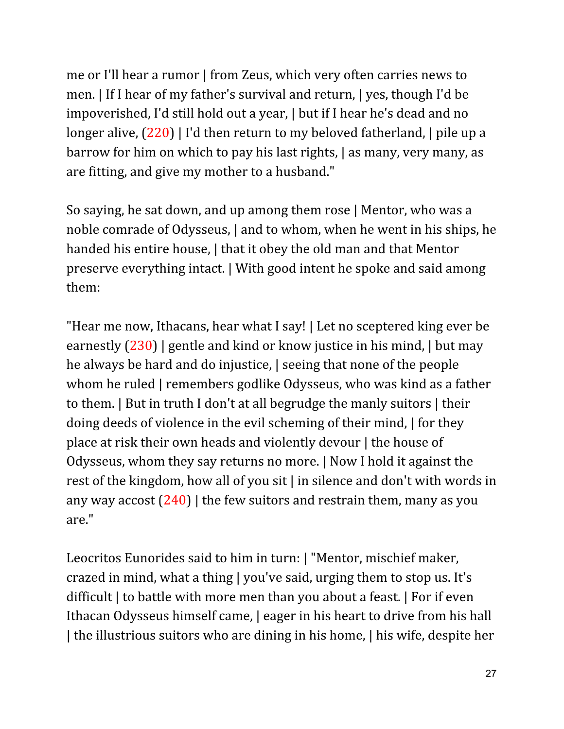me or I'll hear a rumor | from Zeus, which very often carries news to men. | If I hear of my father's survival and return, | yes, though I'd be impoverished, I'd still hold out a year, | but if I hear he's dead and no longer alive, (220) | I'd then return to my beloved fatherland, | pile up a barrow for him on which to pay his last rights, | as many, very many, as are fitting, and give my mother to a husband."

So saying, he sat down, and up among them rose | Mentor, who was a noble comrade of Odysseus, | and to whom, when he went in his ships, he handed his entire house, | that it obey the old man and that Mentor preserve everything intact. | With good intent he spoke and said among them:

"Hear me now, Ithacans, hear what I say! | Let no sceptered king ever be earnestly (230) | gentle and kind or know justice in his mind, | but may he always be hard and do injustice, | seeing that none of the people whom he ruled | remembers godlike Odysseus, who was kind as a father to them. | But in truth I don't at all begrudge the manly suitors | their doing deeds of violence in the evil scheming of their mind, | for they place at risk their own heads and violently devour | the house of Odysseus, whom they say returns no more. | Now I hold it against the rest of the kingdom, how all of you sit | in silence and don't with words in any way accost (240) | the few suitors and restrain them, many as you are."

Leocritos Eunorides said to him in turn: | "Mentor, mischief maker, crazed in mind, what a thing | you've said, urging them to stop us. It's difficult | to battle with more men than you about a feast. | For if even Ithacan Odysseus himself came, | eager in his heart to drive from his hall | the illustrious suitors who are dining in his home, | his wife, despite her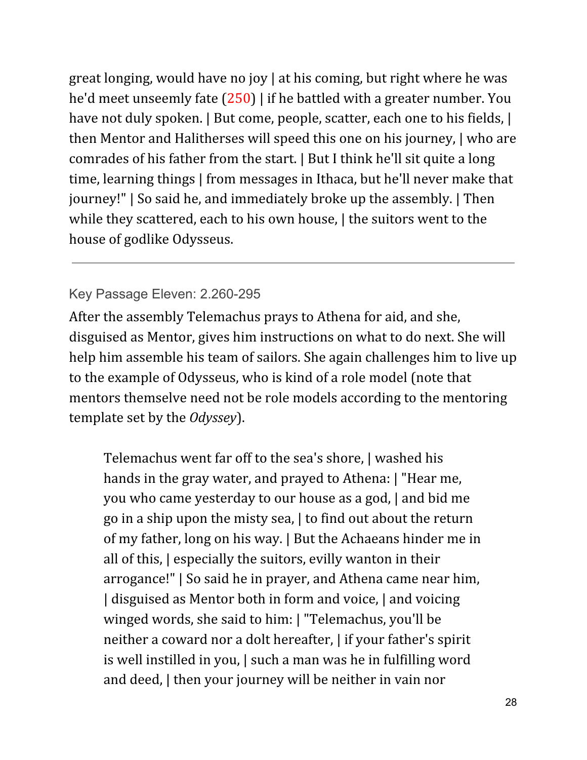great longing, would have no joy | at his coming, but right where he was he'd meet unseemly fate (250) | if he battled with a greater number. You have not duly spoken. | But come, people, scatter, each one to his fields, | then Mentor and Halitherses will speed this one on his journey, | who are comrades of his father from the start. | But I think he'll sit quite a long time, learning things | from messages in Ithaca, but he'll never make that journey!" | So said he, and immediately broke up the assembly. | Then while they scattered, each to his own house, | the suitors went to the house of godlike Odysseus.

---

### Key Passage Eleven: 2.260-295

After the assembly Telemachus prays to Athena for aid, and she, disguised as Mentor, gives him instructions on what to do next. She will help him assemble his team of sailors. She again challenges him to live up to the example of Odysseus, who is kind of a role model (note that mentors themselve need not be role models according to the mentoring template set by the *Odyssey*).

> Telemachus went far off to the sea's shore, | washed his hands in the gray water, and prayed to Athena: | "Hear me, you who came yesterday to our house as a god, | and bid me go in a ship upon the misty sea, | to find out about the return of my father, long on his way. | But the Achaeans hinder me in all of this, | especially the suitors, evilly wanton in their arrogance!" | So said he in prayer, and Athena came near him, | disguised as Mentor both in form and voice, | and voicing winged words, she said to him: | "Telemachus, you'll be neither a coward nor a dolt hereafter, | if your father's spirit is well instilled in you, | such a man was he in fulfilling word and deed, | then your journey will be neither in vain nor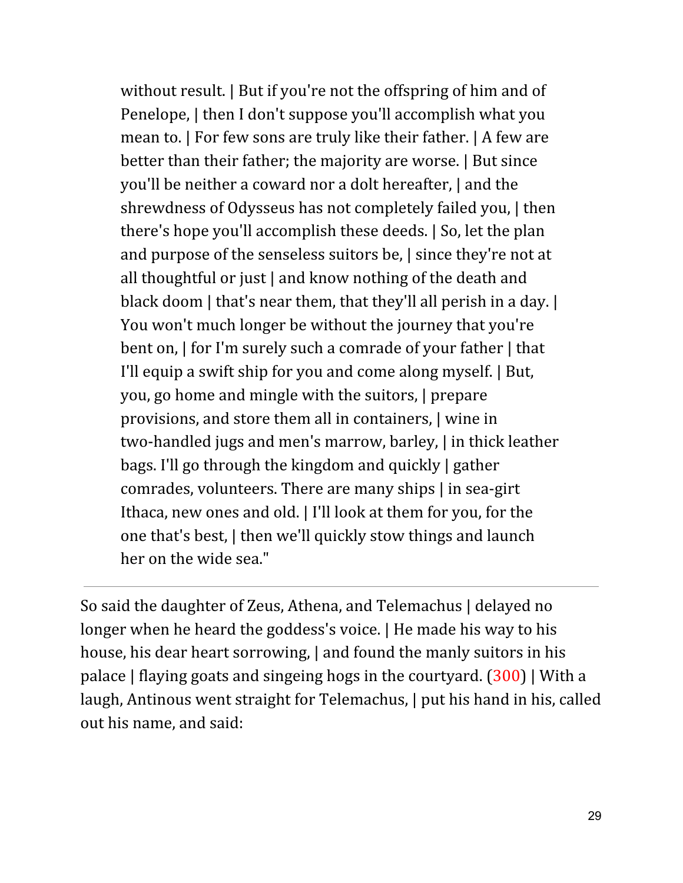without result. | But if you're not the offspring of him and of Penelope, | then I don't suppose you'll accomplish what you mean to. | For few sons are truly like their father. | A few are better than their father; the majority are worse. | But since you'll be neither a coward nor a dolt hereafter, | and the shrewdness of Odysseus has not completely failed you, | then there's hope you'll accomplish these deeds. | So, let the plan and purpose of the senseless suitors be, | since they're not at all thoughtful or just | and know nothing of the death and black doom | that's near them, that they'll all perish in a day. | You won't much longer be without the journey that you're bent on, | for I'm surely such a comrade of your father | that I'll equip a swift ship for you and come along myself. | But, you, go home and mingle with the suitors, | prepare provisions, and store them all in containers, | wine in two-handled jugs and men's marrow, barley, | in thick leather bags. I'll go through the kingdom and quickly | gather comrades, volunteers. There are many ships | in sea-girt Ithaca, new ones and old. | I'll look at them for you, for the one that's best, | then we'll quickly stow things and launch her on the wide sea."

---

So said the daughter of Zeus, Athena, and Telemachus | delayed no longer when he heard the goddess's voice. | He made his way to his house, his dear heart sorrowing, | and found the manly suitors in his palace | flaying goats and singeing hogs in the courtyard. (300) | With a laugh, Antinous went straight for Telemachus, | put his hand in his, called out his name, and said: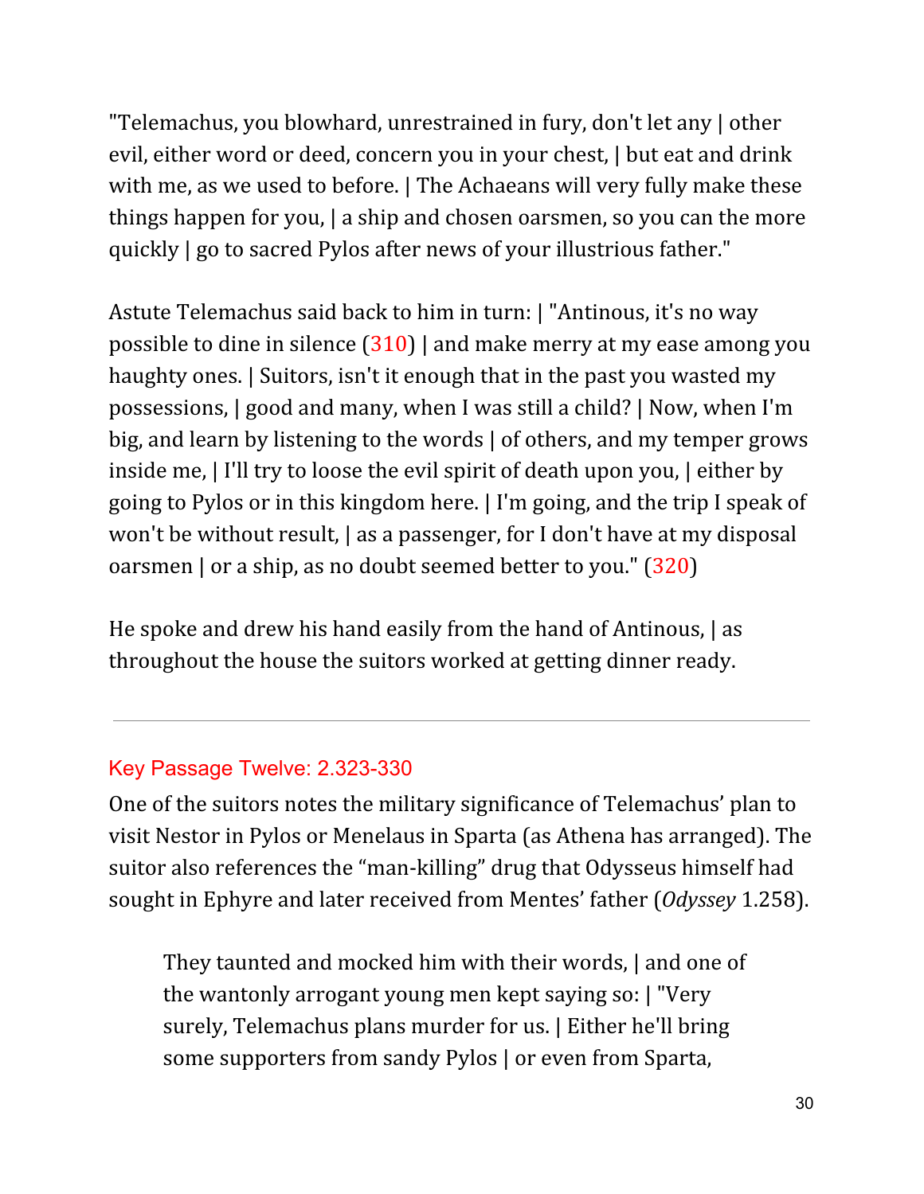"Telemachus, you blowhard, unrestrained in fury, don't let any | other evil, either word or deed, concern you in your chest, | but eat and drink with me, as we used to before. | The Achaeans will very fully make these things happen for you, | a ship and chosen oarsmen, so you can the more quickly | go to sacred Pylos after news of your illustrious father."

Astute Telemachus said back to him in turn: | "Antinous, it's no way possible to dine in silence (310) | and make merry at my ease among you haughty ones. | Suitors, isn't it enough that in the past you wasted my possessions, | good and many, when I was still a child? | Now, when I'm big, and learn by listening to the words | of others, and my temper grows inside me, | I'll try to loose the evil spirit of death upon you, | either by going to Pylos or in this kingdom here. | I'm going, and the trip I speak of won't be without result, | as a passenger, for I don't have at my disposal oarsmen | or a ship, as no doubt seemed better to you." (320)

He spoke and drew his hand easily from the hand of Antinous, | as throughout the house the suitors worked at getting dinner ready.

---

## Key Passage Twelve: 2.323-330

One of the suitors notes the military significance of Telemachus' plan to visit Nestor in Pylos or Menelaus in Sparta (as Athena has arranged). The suitor also references the "man-killing" drug that Odysseus himself had sought in Ephyre and later received from Mentes' father (*Odyssey* 1.258).

> They taunted and mocked him with their words, | and one of the wantonly arrogant young men kept saying so: | "Very surely, Telemachus plans murder for us. | Either he'll bring some supporters from sandy Pylos | or even from Sparta,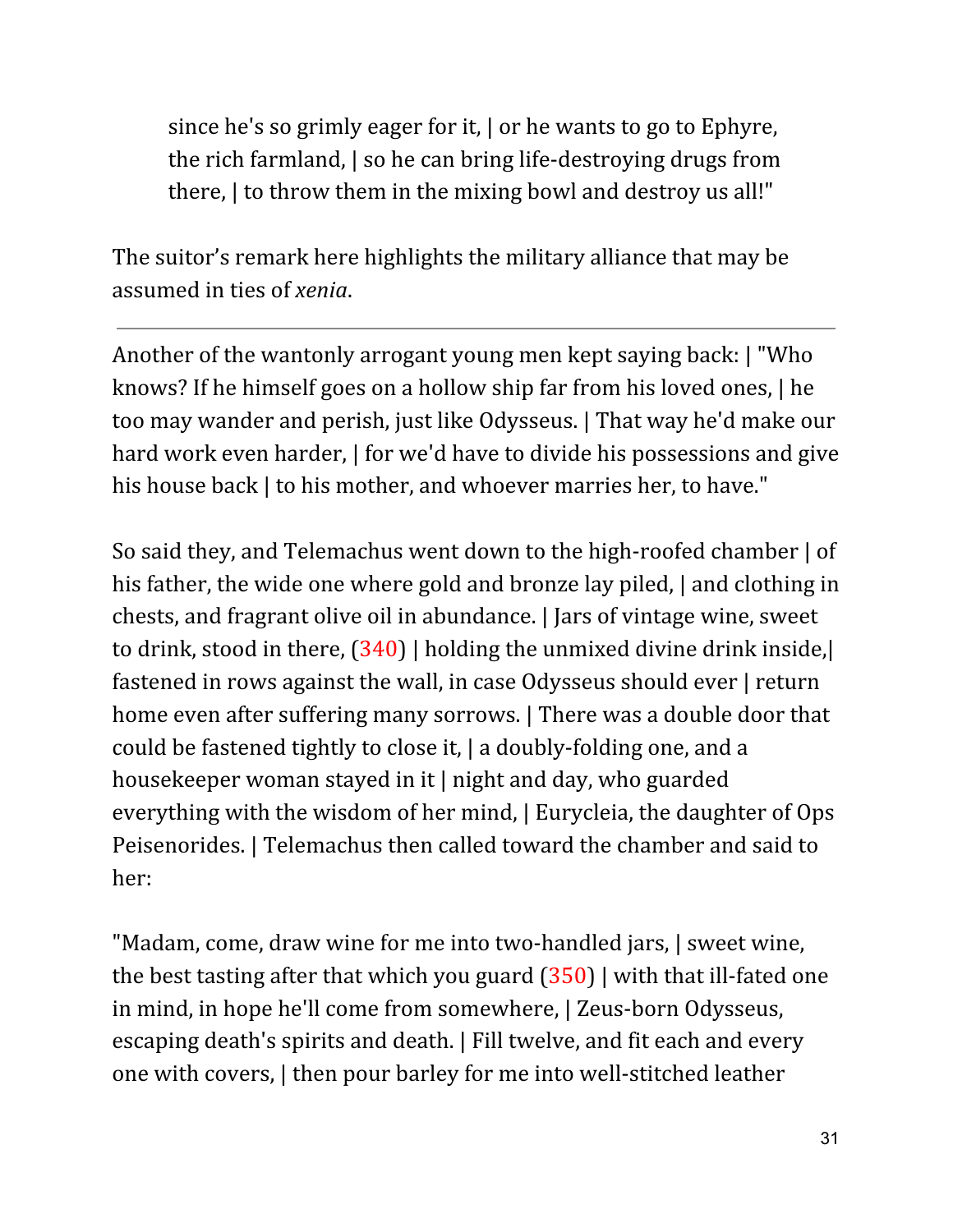> since he's so grimly eager for it, | or he wants to go to Ephyre, the rich farmland, | so he can bring life-destroying drugs from there, | to throw them in the mixing bowl and destroy us all!"

The suitor's remark here highlights the military alliance that may be assumed in ties of *xenia*.

---

Another of the wantonly arrogant young men kept saying back: | "Who knows? If he himself goes on a hollow ship far from his loved ones, | he too may wander and perish, just like Odysseus. | That way he'd make our hard work even harder, | for we'd have to divide his possessions and give his house back | to his mother, and whoever marries her, to have."

So said they, and Telemachus went down to the high-roofed chamber | of his father, the wide one where gold and bronze lay piled, | and clothing in chests, and fragrant olive oil in abundance. | Jars of vintage wine, sweet to drink, stood in there, (340) | holding the unmixed divine drink inside,| fastened in rows against the wall, in case Odysseus should ever | return home even after suffering many sorrows. | There was a double door that could be fastened tightly to close it, | a doubly-folding one, and a housekeeper woman stayed in it | night and day, who guarded everything with the wisdom of her mind, | Eurycleia, the daughter of Ops Peisenorides. | Telemachus then called toward the chamber and said to her:

"Madam, come, draw wine for me into two-handled jars, | sweet wine, the best tasting after that which you guard (350) | with that ill-fated one in mind, in hope he'll come from somewhere, | Zeus-born Odysseus, escaping death's spirits and death. | Fill twelve, and fit each and every one with covers, | then pour barley for me into well-stitched leather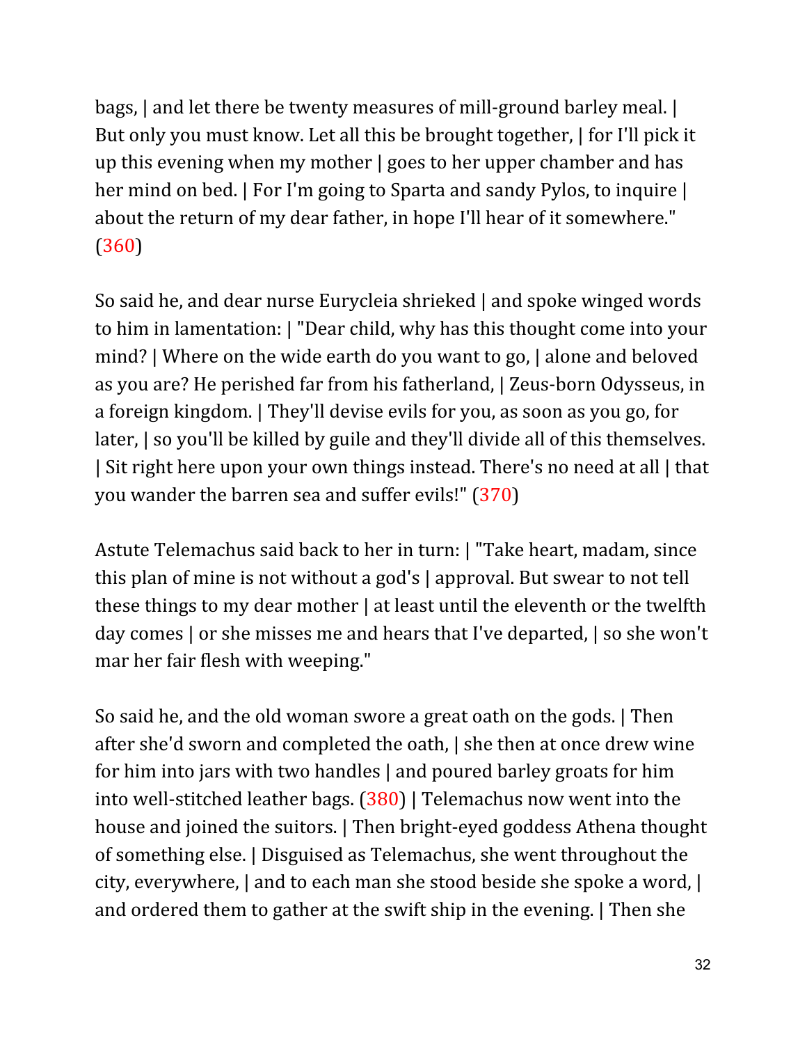bags, | and let there be twenty measures of mill-ground barley meal. | But only you must know. Let all this be brought together, | for I'll pick it up this evening when my mother | goes to her upper chamber and has her mind on bed. | For I'm going to Sparta and sandy Pylos, to inquire | about the return of my dear father, in hope I'll hear of it somewhere." (360)

So said he, and dear nurse Eurycleia shrieked | and spoke winged words to him in lamentation: | "Dear child, why has this thought come into your mind? | Where on the wide earth do you want to go, | alone and beloved as you are? He perished far from his fatherland, | Zeus-born Odysseus, in a foreign kingdom. | They'll devise evils for you, as soon as you go, for later, | so you'll be killed by guile and they'll divide all of this themselves. | Sit right here upon your own things instead. There's no need at all | that you wander the barren sea and suffer evils!" (370)

Astute Telemachus said back to her in turn: | "Take heart, madam, since this plan of mine is not without a god's | approval. But swear to not tell these things to my dear mother | at least until the eleventh or the twelfth day comes | or she misses me and hears that I've departed, | so she won't mar her fair flesh with weeping."

So said he, and the old woman swore a great oath on the gods. | Then after she'd sworn and completed the oath, | she then at once drew wine for him into jars with two handles | and poured barley groats for him into well-stitched leather bags. (380) | Telemachus now went into the house and joined the suitors. | Then bright-eyed goddess Athena thought of something else. | Disguised as Telemachus, she went throughout the city, everywhere, | and to each man she stood beside she spoke a word, | and ordered them to gather at the swift ship in the evening. | Then she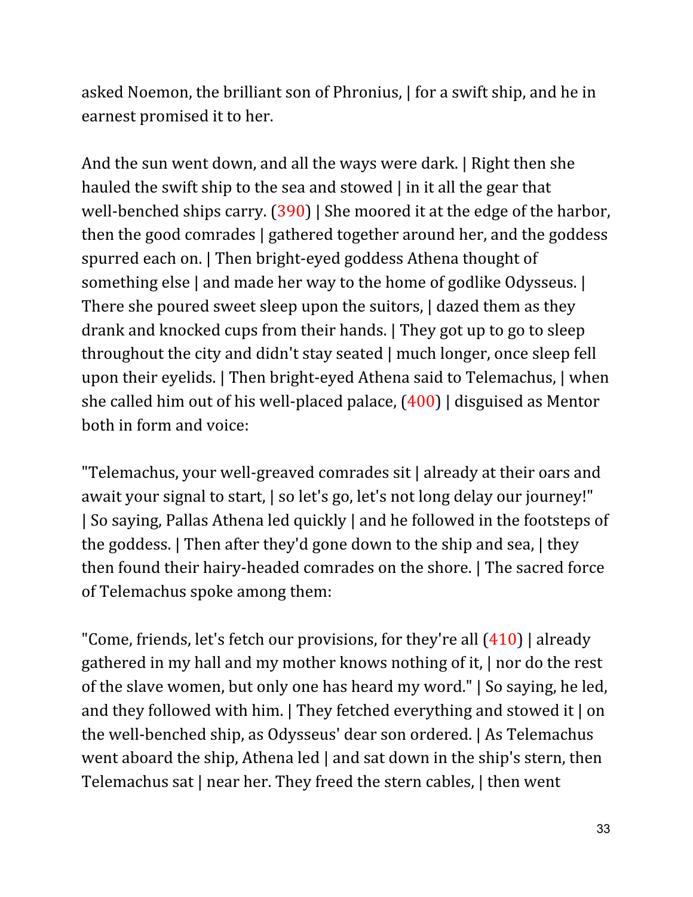asked Noemon, the brilliant son of Phronius, | for a swift ship, and he in earnest promised it to her.

And the sun went down, and all the ways were dark. | Right then she hauled the swift ship to the sea and stowed | in it all the gear that well-benched ships carry. (390) | She moored it at the edge of the harbor, then the good comrades | gathered together around her, and the goddess spurred each on. | Then bright-eyed goddess Athena thought of something else | and made her way to the home of godlike Odysseus. | There she poured sweet sleep upon the suitors, | dazed them as they drank and knocked cups from their hands. | They got up to go to sleep throughout the city and didn't stay seated | much longer, once sleep fell upon their eyelids. | Then bright-eyed Athena said to Telemachus, | when she called him out of his well-placed palace, (400) | disguised as Mentor both in form and voice:

"Telemachus, your well-greaved comrades sit | already at their oars and await your signal to start, | so let's go, let's not long delay our journey!" | So saying, Pallas Athena led quickly | and he followed in the footsteps of the goddess. | Then after they'd gone down to the ship and sea, | they then found their hairy-headed comrades on the shore. | The sacred force of Telemachus spoke among them:

"Come, friends, let's fetch our provisions, for they're all (410) | already gathered in my hall and my mother knows nothing of it, | nor do the rest of the slave women, but only one has heard my word." | So saying, he led, and they followed with him. | They fetched everything and stowed it | on the well-benched ship, as Odysseus' dear son ordered. | As Telemachus went aboard the ship, Athena led | and sat down in the ship's stern, then Telemachus sat | near her. They freed the stern cables, | then went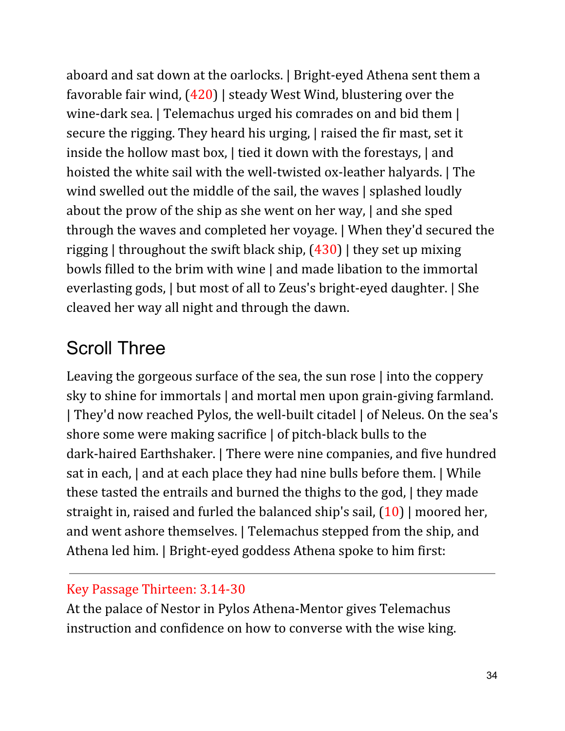aboard and sat down at the oarlocks. | Bright-eyed Athena sent them a favorable fair wind, (420) | steady West Wind, blustering over the wine-dark sea. | Telemachus urged his comrades on and bid them | secure the rigging. They heard his urging, | raised the fir mast, set it inside the hollow mast box, | tied it down with the forestays, | and hoisted the white sail with the well-twisted ox-leather halyards. | The wind swelled out the middle of the sail, the waves | splashed loudly about the prow of the ship as she went on her way, | and she sped through the waves and completed her voyage. | When they'd secured the rigging | throughout the swift black ship, (430) | they set up mixing bowls filled to the brim with wine | and made libation to the immortal everlasting gods, | but most of all to Zeus's bright-eyed daughter. | She cleaved her way all night and through the dawn.

## Scroll Three

Leaving the gorgeous surface of the sea, the sun rose | into the coppery sky to shine for immortals | and mortal men upon grain-giving farmland. | They'd now reached Pylos, the well-built citadel | of Neleus. On the sea's shore some were making sacrifice | of pitch-black bulls to the dark-haired Earthshaker. | There were nine companies, and five hundred sat in each, | and at each place they had nine bulls before them. | While these tasted the entrails and burned the thighs to the god, | they made straight in, raised and furled the balanced ship's sail, (10) | moored her, and went ashore themselves. | Telemachus stepped from the ship, and Athena led him. | Bright-eyed goddess Athena spoke to him first:

---

Key Passage Thirteen: 3.14-30

At the palace of Nestor in Pylos Athena-Mentor gives Telemachus instruction and confidence on how to converse with the wise king.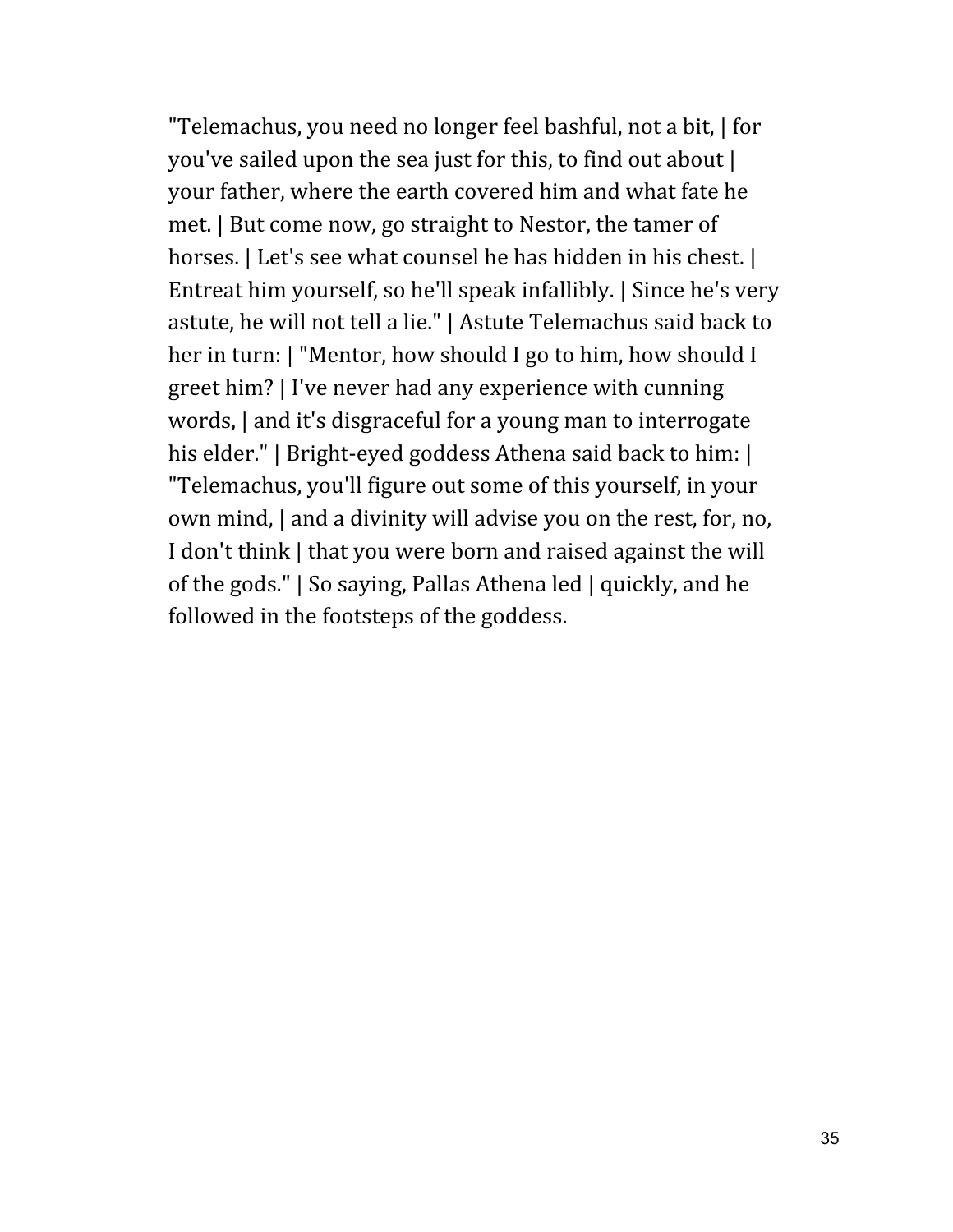"Telemachus, you need no longer feel bashful, not a bit, | for you've sailed upon the sea just for this, to find out about | your father, where the earth covered him and what fate he met. | But come now, go straight to Nestor, the tamer of horses. | Let's see what counsel he has hidden in his chest. | Entreat him yourself, so he'll speak infallibly. | Since he's very astute, he will not tell a lie." | Astute Telemachus said back to her in turn: | "Mentor, how should I go to him, how should I greet him? | I've never had any experience with cunning words, | and it's disgraceful for a young man to interrogate his elder." | Bright-eyed goddess Athena said back to him: | "Telemachus, you'll figure out some of this yourself, in your own mind, | and a divinity will advise you on the rest, for, no, I don't think | that you were born and raised against the will of the gods." | So saying, Pallas Athena led | quickly, and he followed in the footsteps of the goddess.

---